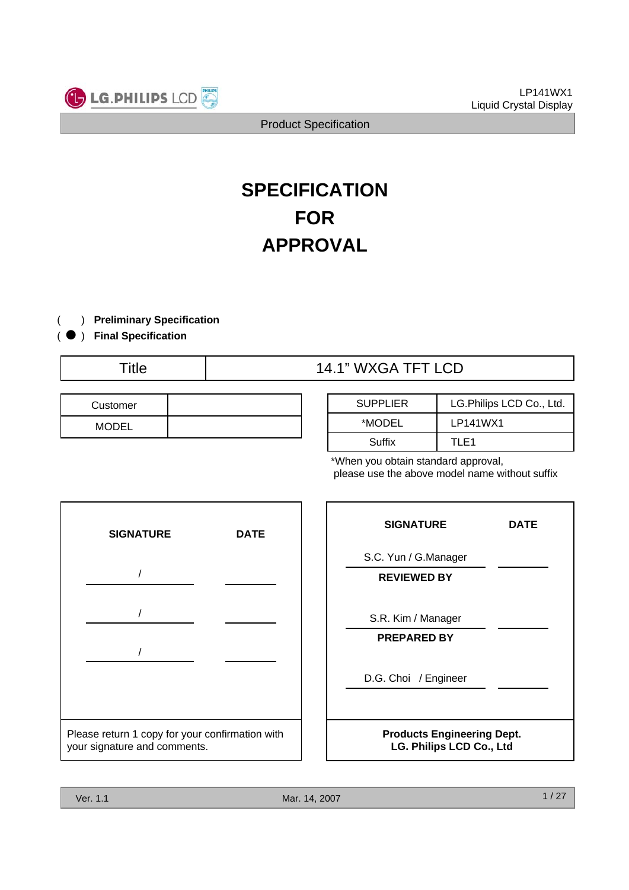# SPECIFICATION
# FOR
# APPROVAL

( ) **Preliminary Specification**
( ● ) **Final Specification**

| Title | 14.1" WXGA TFT LCD |
|---|---|

| Customer | |
|---|---|
| MODEL | |

| SUPPLIER | LG.Philips LCD Co., Ltd. |
|---|---|
| *MODEL | LP141WX1 |
| Suffix | TLE1 |

*When you obtain standard approval, please use the above model name without suffix

| SIGNATURE | DATE |
|---|---|
| / | |
| / | |
| / | |

Please return 1 copy for your confirmation with your signature and comments.

| SIGNATURE | DATE |
|---|---|
| S.C. Yun / G.Manager | |
| **REVIEWED BY** | |
| S.R. Kim / Manager | |
| **PREPARED BY** | |
| D.G. Choi / Engineer | |

**Products Engineering Dept.**
**LG. Philips LCD Co., Ltd**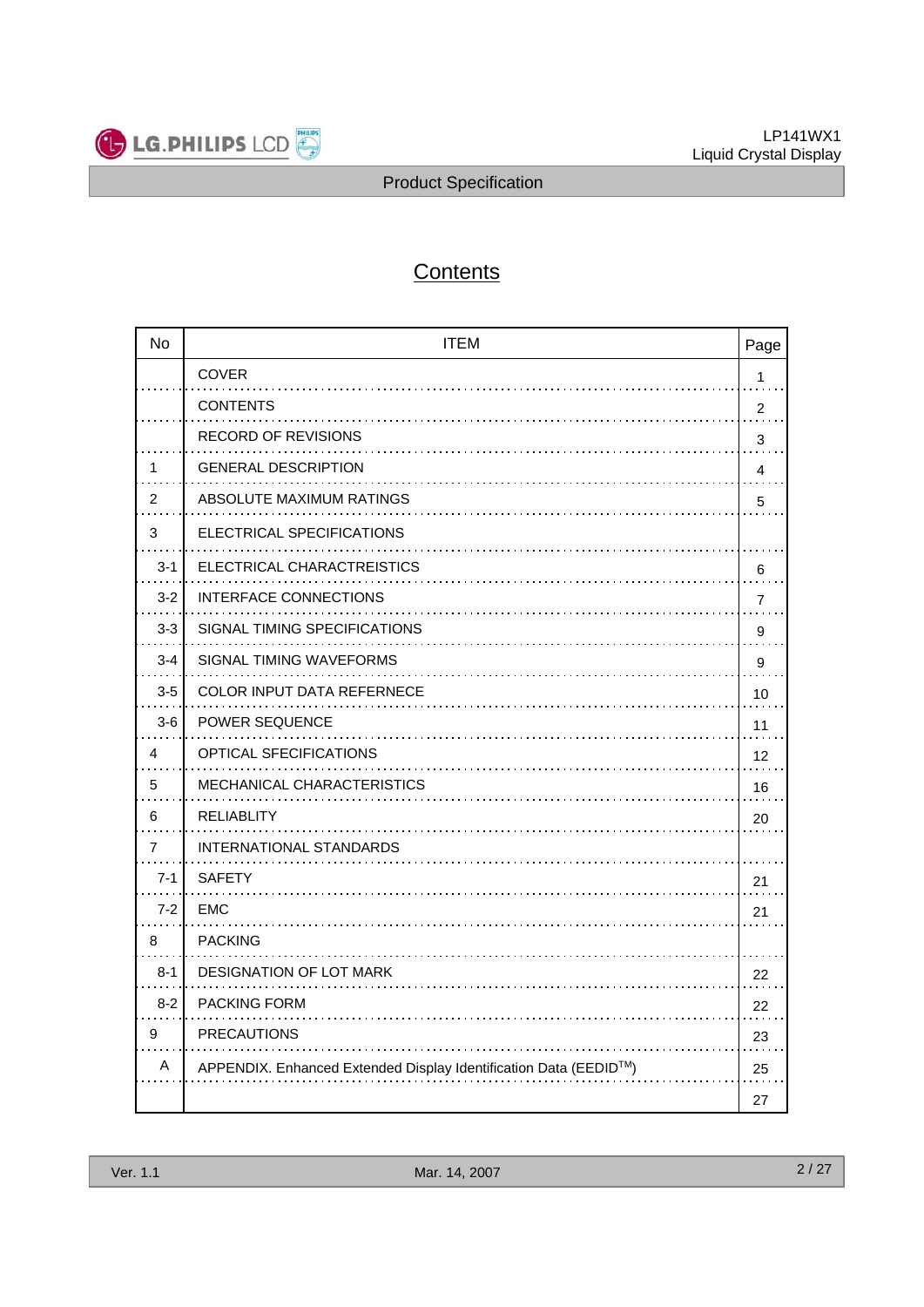# Contents

| No | ITEM | Page |
|---|---|---|
| | COVER | 1 |
| | CONTENTS | 2 |
| | RECORD OF REVISIONS | 3 |
| 1 | GENERAL DESCRIPTION | 4 |
| 2 | ABSOLUTE MAXIMUM RATINGS | 5 |
| 3 | ELECTRICAL SPECIFICATIONS | |
| 3-1 | ELECTRICAL CHARACTREISTICS | 6 |
| 3-2 | INTERFACE CONNECTIONS | 7 |
| 3-3 | SIGNAL TIMING SPECIFICATIONS | 9 |
| 3-4 | SIGNAL TIMING WAVEFORMS | 9 |
| 3-5 | COLOR INPUT DATA REFERNECE | 10 |
| 3-6 | POWER SEQUENCE | 11 |
| 4 | OPTICAL SFECIFICATIONS | 12 |
| 5 | MECHANICAL CHARACTERISTICS | 16 |
| 6 | RELIABLITY | 20 |
| 7 | INTERNATIONAL STANDARDS | |
| 7-1 | SAFETY | 21 |
| 7-2 | EMC | 21 |
| 8 | PACKING | |
| 8-1 | DESIGNATION OF LOT MARK | 22 |
| 8-2 | PACKING FORM | 22 |
| 9 | PRECAUTIONS | 23 |
| A | APPENDIX. Enhanced Extended Display Identification Data (EEDID™) | 25 |
| | | 27 |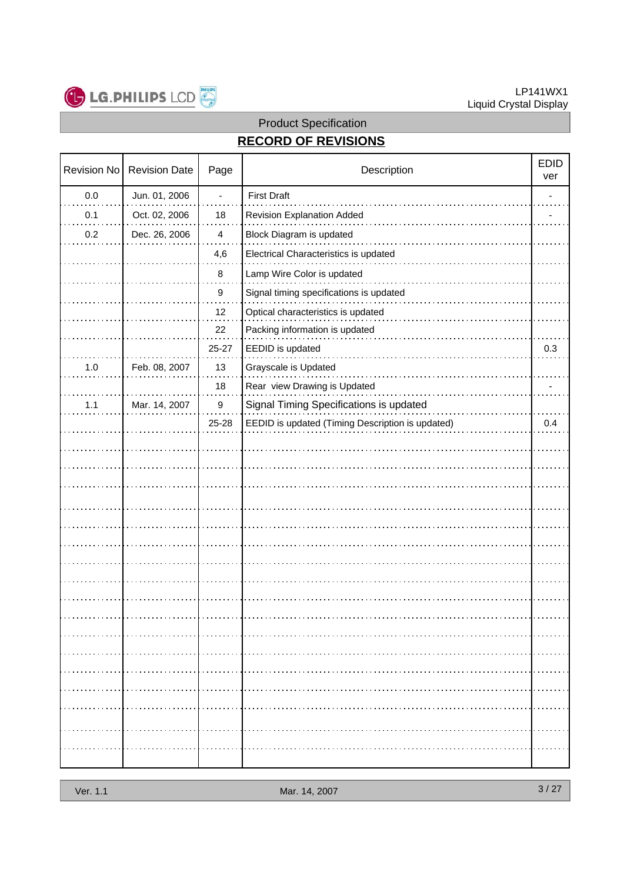Product Specification

## RECORD OF REVISIONS

| Revision No | Revision Date | Page | Description | EDID ver |
|---|---|---|---|---|
| 0.0 | Jun. 01, 2006 | - | First Draft | - |
| 0.1 | Oct. 02, 2006 | 18 | Revision Explanation Added | - |
| 0.2 | Dec. 26, 2006 | 4 | Block Diagram is updated | |
| | | 4,6 | Electrical Characteristics is updated | |
| | | 8 | Lamp Wire Color is updated | |
| | | 9 | Signal timing specifications is updated | |
| | | 12 | Optical characteristics is updated | |
| | | 22 | Packing information is updated | |
| | | 25-27 | EEDID is updated | 0.3 |
| 1.0 | Feb. 08, 2007 | 13 | Grayscale is Updated | |
| | | 18 | Rear view Drawing is Updated | - |
| 1.1 | Mar. 14, 2007 | 9 | Signal Timing Specifications is updated | |
| | | 25-28 | EEDID is updated (Timing Description is updated) | 0.4 |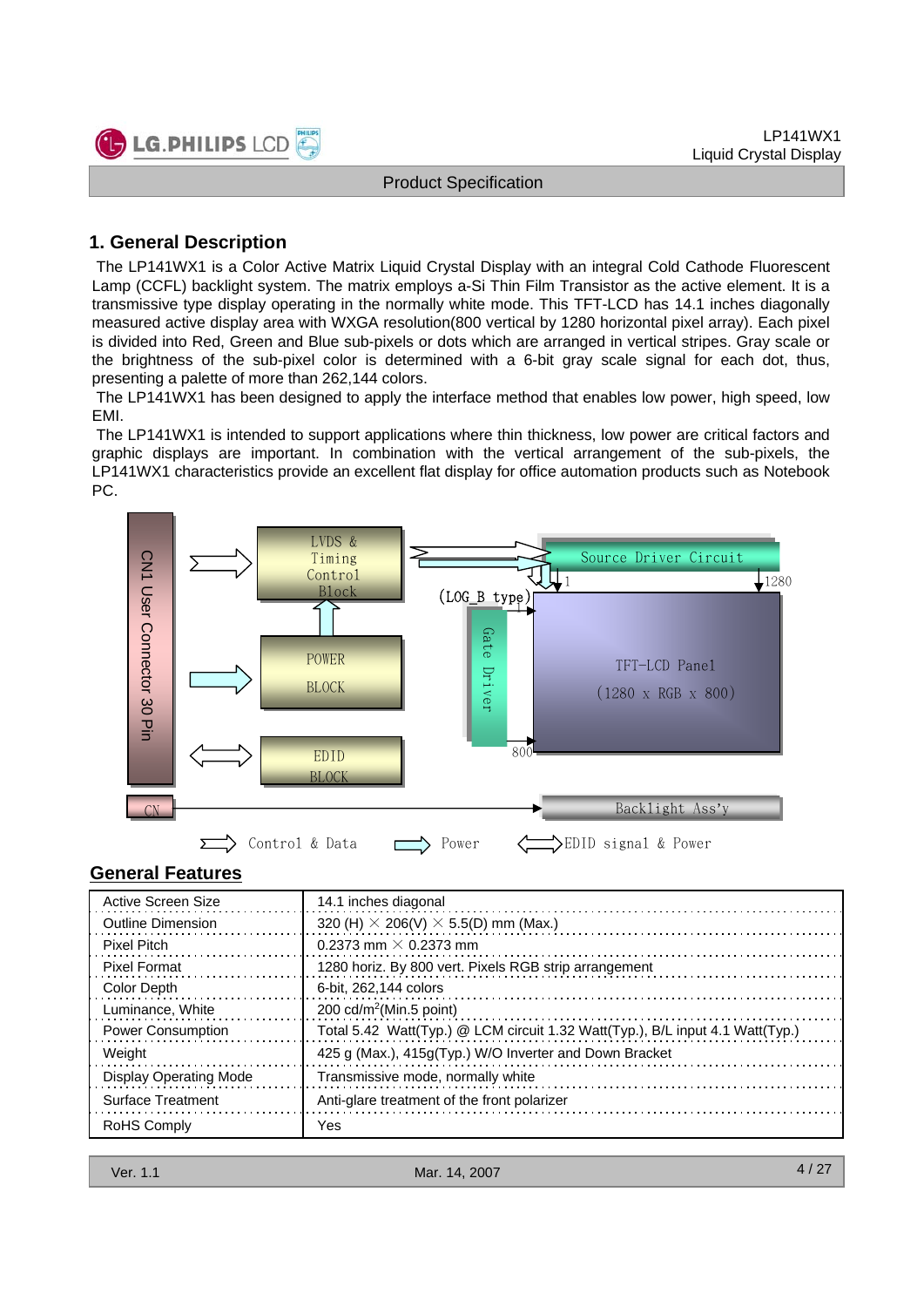## 1. General Description

The LP141WX1 is a Color Active Matrix Liquid Crystal Display with an integral Cold Cathode Fluorescent Lamp (CCFL) backlight system. The matrix employs a-Si Thin Film Transistor as the active element. It is a transmissive type display operating in the normally white mode. This TFT-LCD has 14.1 inches diagonally measured active display area with WXGA resolution(800 vertical by 1280 horizontal pixel array). Each pixel is divided into Red, Green and Blue sub-pixels or dots which are arranged in vertical stripes. Gray scale or the brightness of the sub-pixel color is determined with a 6-bit gray scale signal for each dot, thus, presenting a palette of more than 262,144 colors.

The LP141WX1 has been designed to apply the interface method that enables low power, high speed, low EMI.

The LP141WX1 is intended to support applications where thin thickness, low power are critical factors and graphic displays are important. In combination with the vertical arrangement of the sub-pixels, the LP141WX1 characteristics provide an excellent flat display for office automation products such as Notebook PC.

CN1 User Connector 30 Pin

LVDS & Timing Control Block

POWER BLOCK

EDID BLOCK

(LOG_B type)

Source Driver Circuit

1

1280

Gate Driver

800

TFT-LCD Panel (1280 x RGB x 800)

CN

Backlight Ass'y

Control & Data    Power    EDID signal & Power

## General Features

| | |
|---|---|
| Active Screen Size | 14.1 inches diagonal |
| Outline Dimension | 320 (H) × 206(V) × 5.5(D) mm (Max.) |
| Pixel Pitch | 0.2373 mm × 0.2373 mm |
| Pixel Format | 1280 horiz. By 800 vert. Pixels RGB strip arrangement |
| Color Depth | 6-bit, 262,144 colors |
| Luminance, White | 200 cd/m$^2$(Min.5 point) |
| Power Consumption | Total 5.42 Watt(Typ.) @ LCM circuit 1.32 Watt(Typ.), B/L input 4.1 Watt(Typ.) |
| Weight | 425 g (Max.), 415g(Typ.) W/O Inverter and Down Bracket |
| Display Operating Mode | Transmissive mode, normally white |
| Surface Treatment | Anti-glare treatment of the front polarizer |
| RoHS Comply | Yes |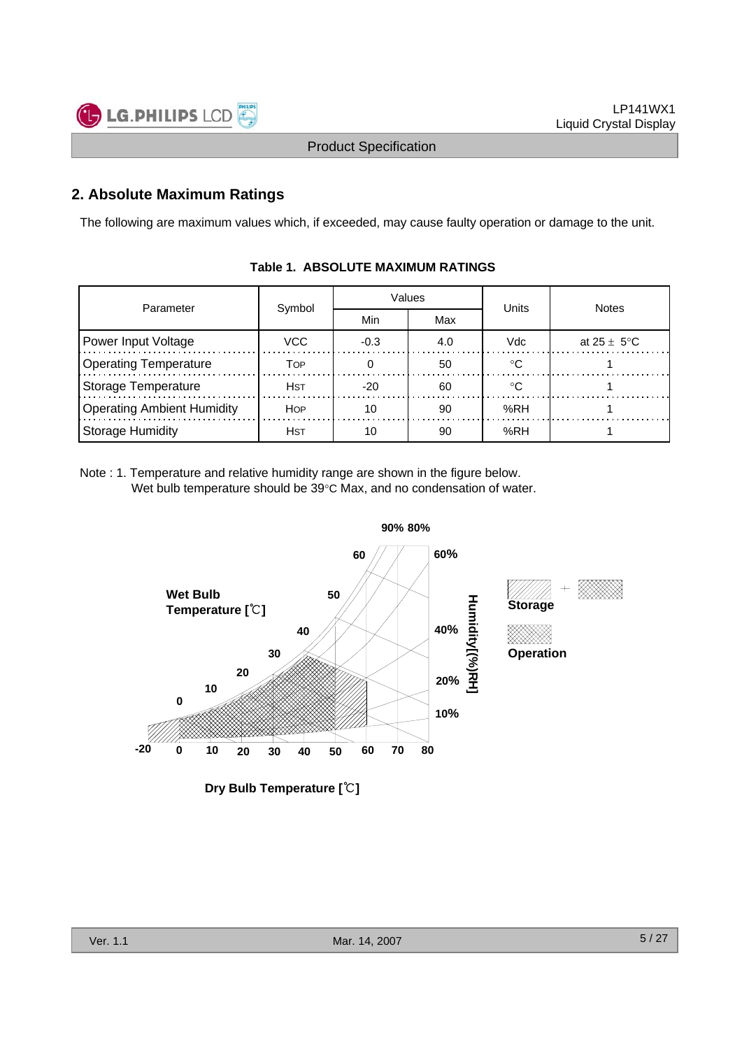## 2. Absolute Maximum Ratings

The following are maximum values which, if exceeded, may cause faulty operation or damage to the unit.

**Table 1. ABSOLUTE MAXIMUM RATINGS**

| Parameter | Symbol | Values | | Units | Notes |
|---|---|---|---|---|---|
| | | Min | Max | | |
| Power Input Voltage | VCC | -0.3 | 4.0 | Vdc | at 25 ± 5°C |
| Operating Temperature | $T_{OP}$ | 0 | 50 | °C | 1 |
| Storage Temperature | $H_{ST}$ | -20 | 60 | °C | 1 |
| Operating Ambient Humidity | $H_{OP}$ | 10 | 90 | %RH | 1 |
| Storage Humidity | $H_{ST}$ | 10 | 90 | %RH | 1 |

Note : 1. Temperature and relative humidity range are shown in the figure below.
Wet bulb temperature should be 39°C Max, and no condensation of water.

Wet Bulb Temperature [℃]

Humidity[(%)RH]

Storage

Operation

Dry Bulb Temperature [℃]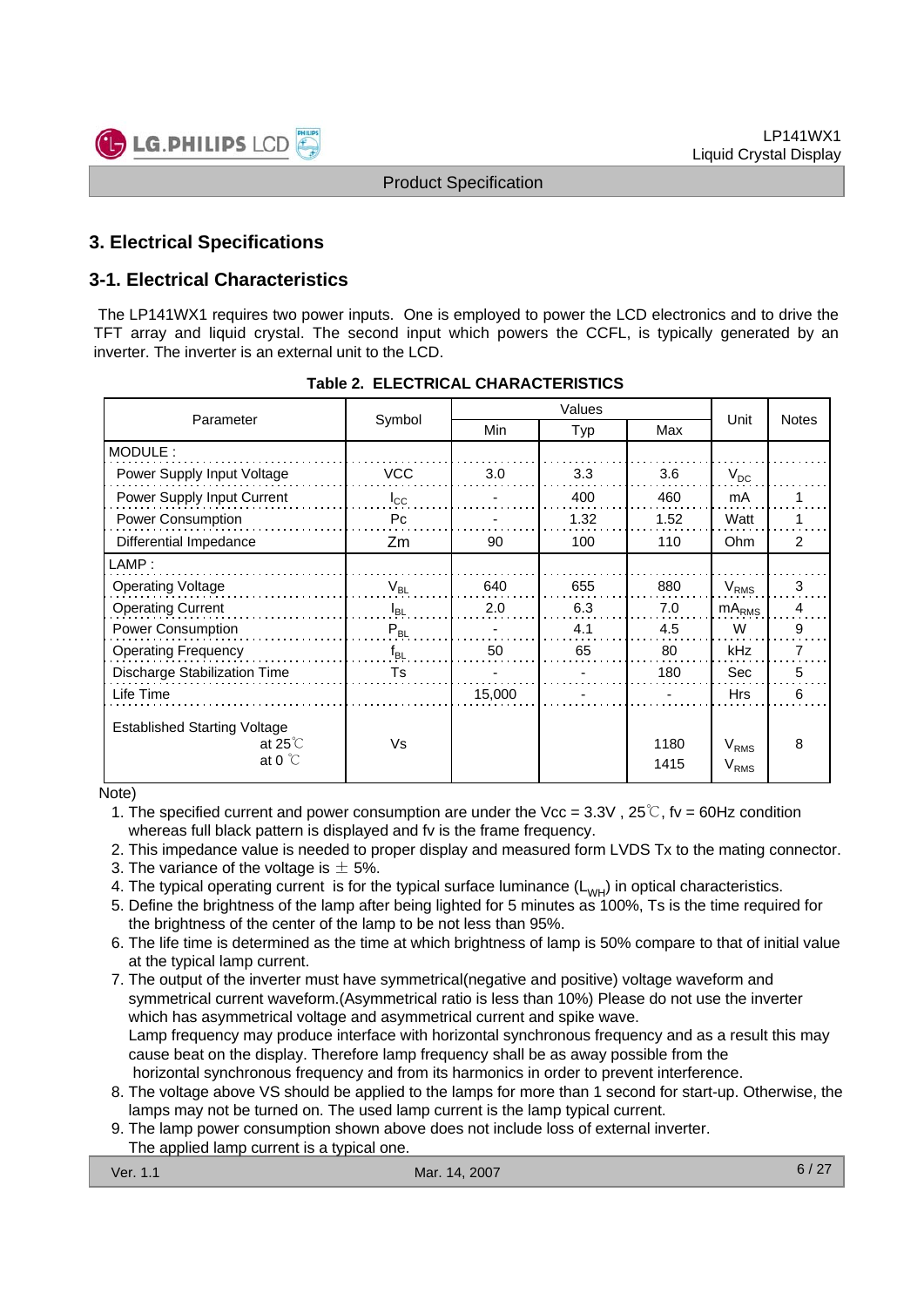## 3. Electrical Specifications

### 3-1. Electrical Characteristics

The LP141WX1 requires two power inputs. One is employed to power the LCD electronics and to drive the TFT array and liquid crystal. The second input which powers the CCFL, is typically generated by an inverter. The inverter is an external unit to the LCD.

**Table 2. ELECTRICAL CHARACTERISTICS**

| Parameter | Symbol | Values | | | Unit | Notes |
|---|---|---|---|---|---|---|
| | | Min | Typ | Max | | |
| MODULE : | | | | | | |
| Power Supply Input Voltage | VCC | 3.0 | 3.3 | 3.6 | $V_{DC}$ | |
| Power Supply Input Current | $I_{CC}$ | - | 400 | 460 | mA | 1 |
| Power Consumption | Pc | - | 1.32 | 1.52 | Watt | 1 |
| Differential Impedance | Zm | 90 | 100 | 110 | Ohm | 2 |
| LAMP : | | | | | | |
| Operating Voltage | $V_{BL}$ | 640 | 655 | 880 | $V_{RMS}$ | 3 |
| Operating Current | $I_{BL}$ | 2.0 | 6.3 | 7.0 | $mA_{RMS}$ | 4 |
| Power Consumption | $P_{BL}$ | - | 4.1 | 4.5 | W | 9 |
| Operating Frequency | $f_{BL}$ | 50 | 65 | 80 | kHz | 7 |
| Discharge Stabilization Time | Ts | - | - | 180 | Sec | 5 |
| Life Time | | 15,000 | - | - | Hrs | 6 |
| Established Starting Voltage at 25℃ | Vs | | | 1180 | $V_{RMS}$ | 8 |
| at 0 ℃ | | | | 1415 | $V_{RMS}$ | |

Note)

1. The specified current and power consumption are under the Vcc = 3.3V , 25℃, fv = 60Hz condition whereas full black pattern is displayed and fv is the frame frequency.
2. This impedance value is needed to proper display and measured form LVDS Tx to the mating connector.
3. The variance of the voltage is ± 5%.
4. The typical operating current is for the typical surface luminance ($L_{WH}$) in optical characteristics.
5. Define the brightness of the lamp after being lighted for 5 minutes as 100%, Ts is the time required for the brightness of the center of the lamp to be not less than 95%.
6. The life time is determined as the time at which brightness of lamp is 50% compare to that of initial value at the typical lamp current.
7. The output of the inverter must have symmetrical(negative and positive) voltage waveform and symmetrical current waveform.(Asymmetrical ratio is less than 10%) Please do not use the inverter which has asymmetrical voltage and asymmetrical current and spike wave.
   Lamp frequency may produce interface with horizontal synchronous frequency and as a result this may cause beat on the display. Therefore lamp frequency shall be as away possible from the horizontal synchronous frequency and from its harmonics in order to prevent interference.
8. The voltage above VS should be applied to the lamps for more than 1 second for start-up. Otherwise, the lamps may not be turned on. The used lamp current is the lamp typical current.
9. The lamp power consumption shown above does not include loss of external inverter.
   The applied lamp current is a typical one.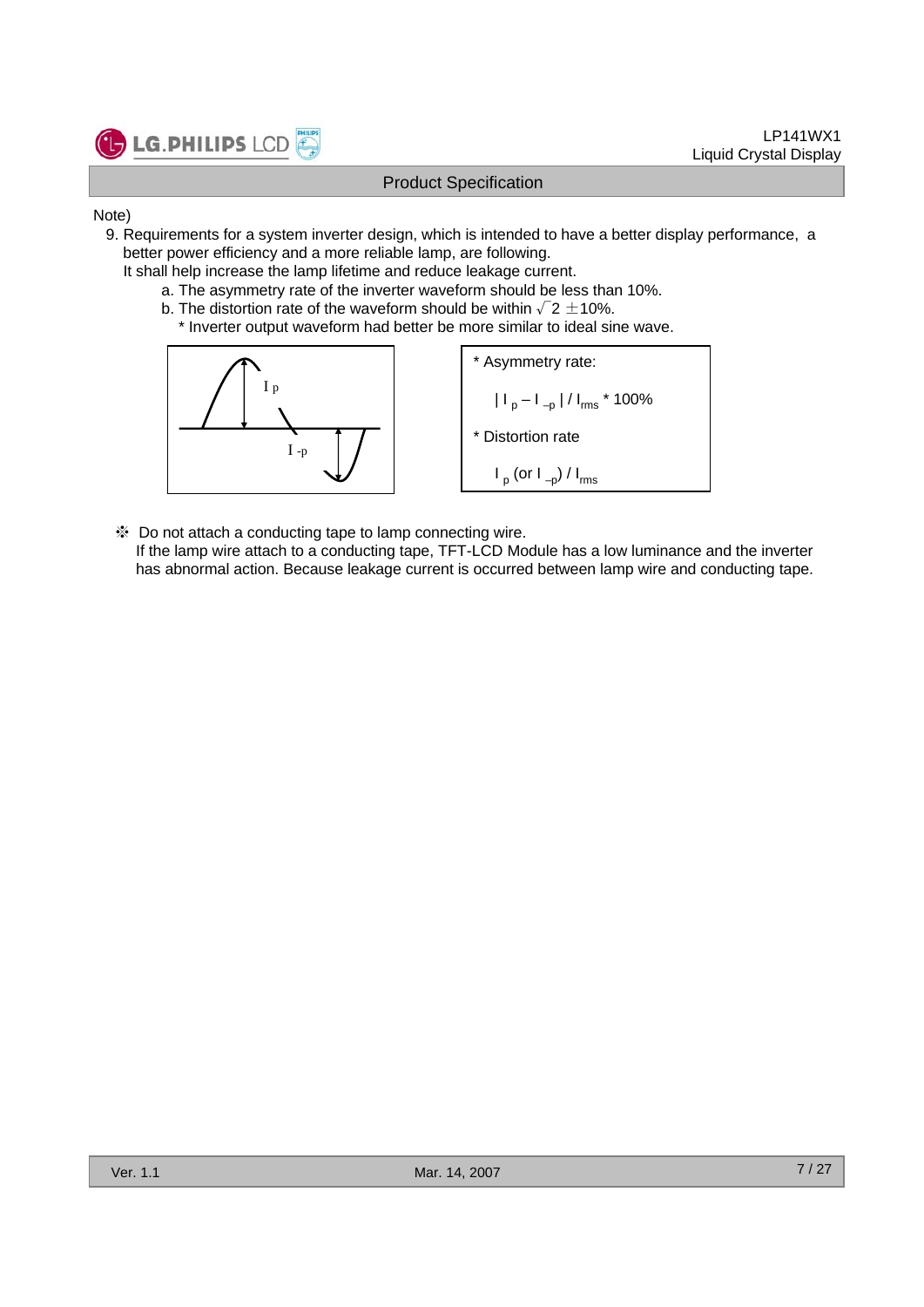Note)

9. Requirements for a system inverter design, which is intended to have a better display performance, a better power efficiency and a more reliable lamp, are following.
   It shall help increase the lamp lifetime and reduce leakage current.
   a. The asymmetry rate of the inverter waveform should be less than 10%.
   b. The distortion rate of the waveform should be within $\sqrt{2} \pm 10\%$.
      * Inverter output waveform had better be more similar to ideal sine wave.

$I_p$

$I_{-p}$

* Asymmetry rate:

  $| I_p - I_{-p} | / I_{rms}$ * 100%

* Distortion rate

  $I_p$ (or $I_{-p}$) / $I_{rms}$

❈ Do not attach a conducting tape to lamp connecting wire.
If the lamp wire attach to a conducting tape, TFT-LCD Module has a low luminance and the inverter has abnormal action. Because leakage current is occurred between lamp wire and conducting tape.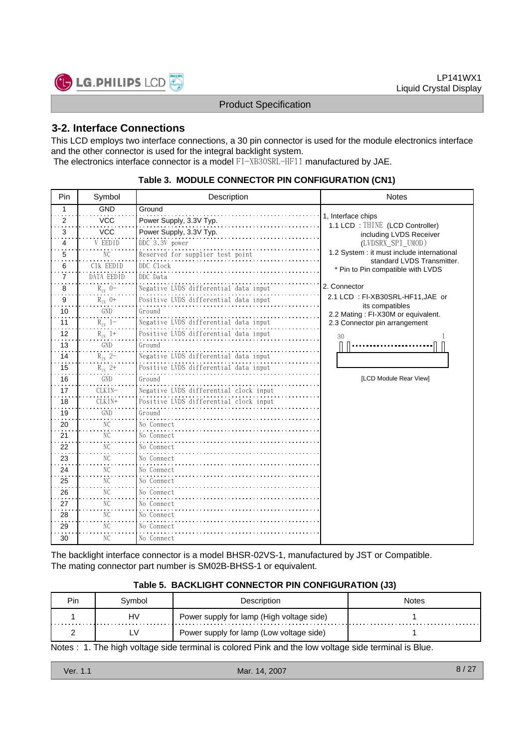## 3-2. Interface Connections

This LCD employs two interface connections, a 30 pin connector is used for the module electronics interface and the other connector is used for the integral backlight system.
The electronics interface connector is a model FI-XB30SRL-HF11 manufactured by JAE.

**Table 3. MODULE CONNECTOR PIN CONFIGURATION (CN1)**

| Pin | Symbol | Description | Notes |
|---|---|---|---|
| 1 | GND | Ground | 1, Interface chips<br>1.1 LCD : THINE (LCD Controller) including LVDS Receiver (LVDSRX_SPI_UMOD)<br>1.2 System : it must include international standard LVDS Transmitter.<br>* Pin to Pin compatible with LVDS<br><br>2. Connector<br>2.1 LCD : FI-XB30SRL-HF11,JAE or its compatibles<br>2.2 Mating : FI-X30M or equivalent.<br>2.3 Connector pin arrangement<br>30 ... 1<br>[LCD Module Rear View] |
| 2 | VCC | Power Supply, 3.3V Typ. | |
| 3 | VCC | Power Supply, 3.3V Typ. | |
| 4 | V EEDID | DDC 3.3V power | |
| 5 | NC | Reserved for supplier test point | |
| 6 | Clk EEDID | DDC Clock | |
| 7 | DATA EEDID | DDC Data | |
| 8 | $R_{IN}$ 0- | Negative LVDS differential data input | |
| 9 | $R_{IN}$ 0+ | Positive LVDS differential data input | |
| 10 | GND | Ground | |
| 11 | $R_{IN}$ 1- | Negative LVDS differential data input | |
| 12 | $R_{IN}$ 1+ | Positive LVDS differential data input | |
| 13 | GND | Ground | |
| 14 | $R_{IN}$ 2- | Negative LVDS differential data input | |
| 15 | $R_{IN}$ 2+ | Positive LVDS differential data input | |
| 16 | GND | Ground | |
| 17 | CLKIN- | Negative LVDS differential clock input | |
| 18 | CLKIN+ | Positive LVDS differential clock input | |
| 19 | GND | Ground | |
| 20 | NC | No Connect | |
| 21 | NC | No Connect | |
| 22 | NC | No Connect | |
| 23 | NC | No Connect | |
| 24 | NC | No Connect | |
| 25 | NC | No Connect | |
| 26 | NC | No Connect | |
| 27 | NC | No Connect | |
| 28 | NC | No Connect | |
| 29 | NC | No Connect | |
| 30 | NC | No Connect | |

The backlight interface connector is a model BHSR-02VS-1, manufactured by JST or Compatible.
The mating connector part number is SM02B-BHSS-1 or equivalent.

**Table 5. BACKLIGHT CONNECTOR PIN CONFIGURATION (J3)**

| Pin | Symbol | Description | Notes |
|---|---|---|---|
| 1 | HV | Power supply for lamp (High voltage side) | 1 |
| 2 | LV | Power supply for lamp (Low voltage side) | 1 |

Notes : 1. The high voltage side terminal is colored Pink and the low voltage side terminal is Blue.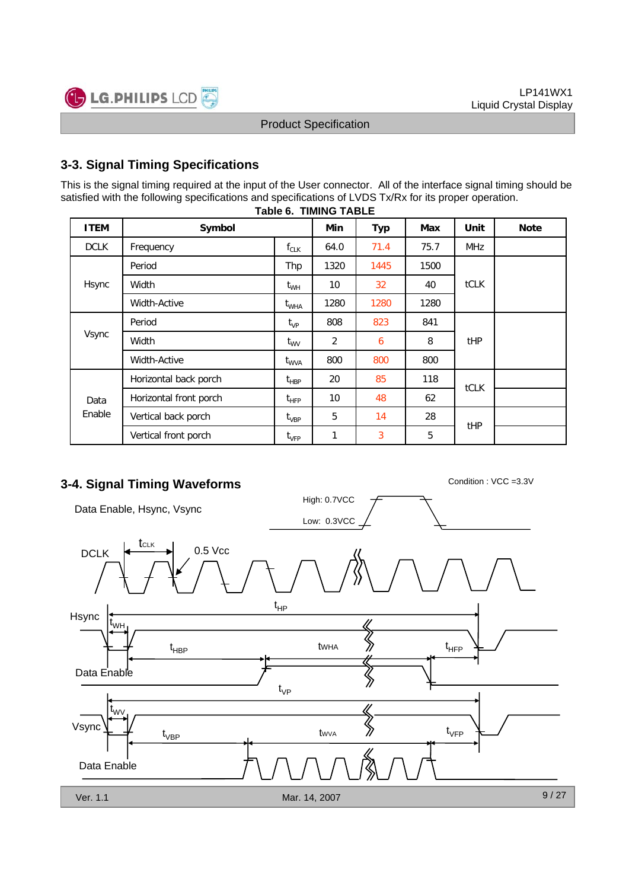## 3-3. Signal Timing Specifications

This is the signal timing required at the input of the User connector. All of the interface signal timing should be satisfied with the following specifications and specifications of LVDS Tx/Rx for its proper operation.

**Table 6. TIMING TABLE**

| ITEM | Symbol | | Min | Typ | Max | Unit | Note |
|---|---|---|---|---|---|---|---|
| DCLK | Frequency | $f_{CLK}$ | 64.0 | 71.4 | 75.7 | MHz | |
| Hsync | Period | Thp | 1320 | 1445 | 1500 | tCLK | |
| | Width | $t_{WH}$ | 10 | 32 | 40 | | |
| | Width-Active | $t_{WHA}$ | 1280 | 1280 | 1280 | | |
| Vsync | Period | $t_{VP}$ | 808 | 823 | 841 | tHP | |
| | Width | $t_{WV}$ | 2 | 6 | 8 | | |
| | Width-Active | $t_{WVA}$ | 800 | 800 | 800 | | |
| Data Enable | Horizontal back porch | $t_{HBP}$ | 20 | 85 | 118 | tCLK | |
| | Horizontal front porch | $t_{HFP}$ | 10 | 48 | 62 | | |
| | Vertical back porch | $t_{VBP}$ | 5 | 14 | 28 | tHP | |
| | Vertical front porch | $t_{VFP}$ | 1 | 3 | 5 | | |

## 3-4. Signal Timing Waveforms

Condition : VCC =3.3V

Data Enable, Hsync, Vsync — High: 0.7VCC, Low: 0.3VCC

DCLK — $t_{CLK}$, 0.5 Vcc

Hsync — $t_{HP}$, $t_{WH}$, $t_{HBP}$, tWHA, $t_{HFP}$

Data Enable

Vsync — $t_{VP}$, $t_{WV}$, $t_{VBP}$, tWVA, $t_{VFP}$

Data Enable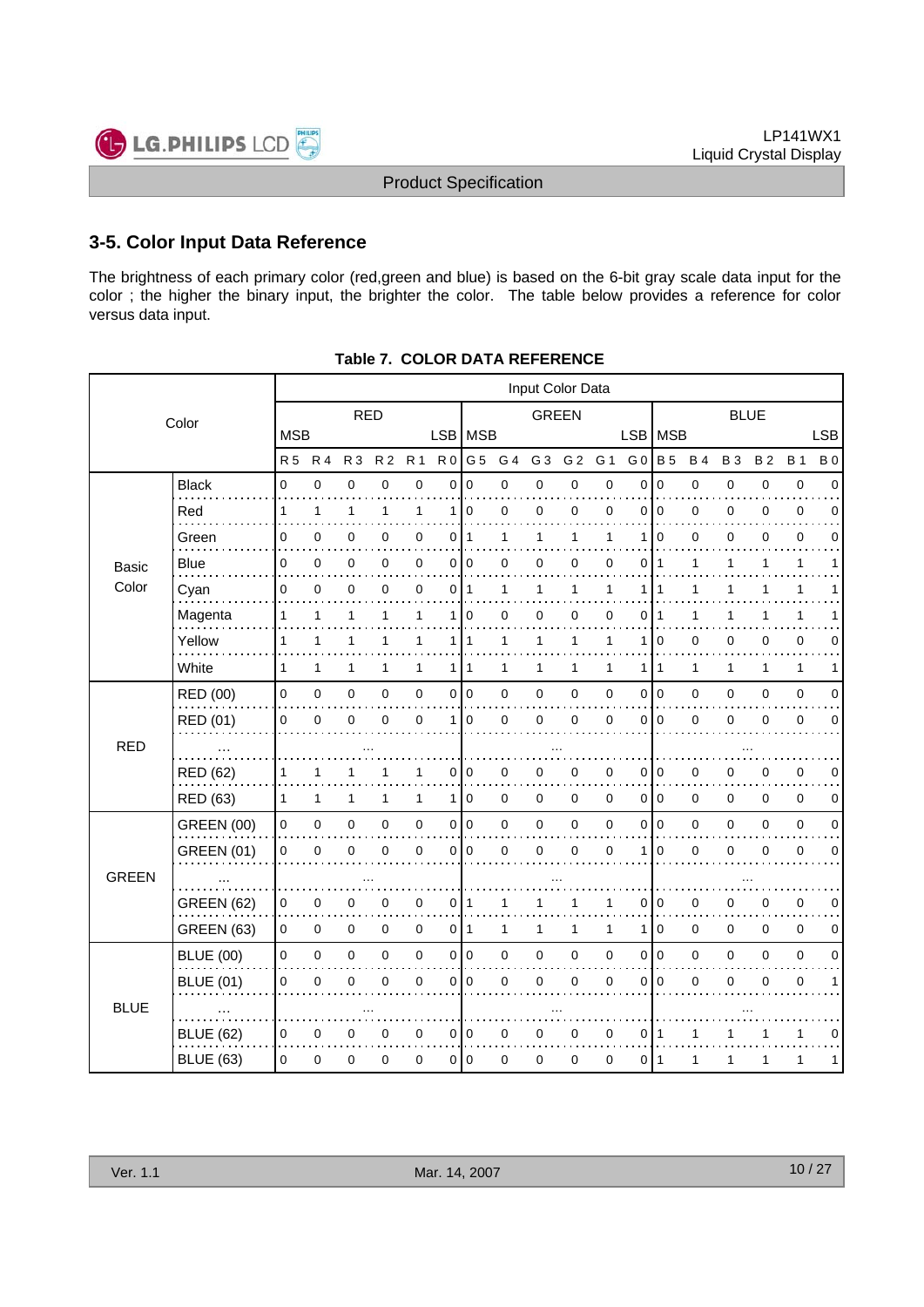## 3-5. Color Input Data Reference

The brightness of each primary color (red,green and blue) is based on the 6-bit gray scale data input for the color ; the higher the binary input, the brighter the color. The table below provides a reference for color versus data input.

**Table 7. COLOR DATA REFERENCE**

| Color | | Input Color Data | | | | | | | | | | | | | | | | | |
|---|---|---|---|---|---|---|---|---|---|---|---|---|---|---|---|---|---|---|---|
| | | RED | | | | | | GREEN | | | | | | BLUE | | | | | |
| | | MSB | | | | | LSB | MSB | | | | | LSB | MSB | | | | | LSB |
| | | R 5 | R 4 | R 3 | R 2 | R 1 | R 0 | G 5 | G 4 | G 3 | G 2 | G 1 | G 0 | B 5 | B 4 | B 3 | B 2 | B 1 | B 0 |
| Basic Color | Black | 0 | 0 | 0 | 0 | 0 | 0 | 0 | 0 | 0 | 0 | 0 | 0 | 0 | 0 | 0 | 0 | 0 | 0 |
| | Red | 1 | 1 | 1 | 1 | 1 | 1 | 0 | 0 | 0 | 0 | 0 | 0 | 0 | 0 | 0 | 0 | 0 | 0 |
| | Green | 0 | 0 | 0 | 0 | 0 | 0 | 1 | 1 | 1 | 1 | 1 | 1 | 0 | 0 | 0 | 0 | 0 | 0 |
| | Blue | 0 | 0 | 0 | 0 | 0 | 0 | 0 | 0 | 0 | 0 | 0 | 0 | 1 | 1 | 1 | 1 | 1 | 1 |
| | Cyan | 0 | 0 | 0 | 0 | 0 | 0 | 1 | 1 | 1 | 1 | 1 | 1 | 1 | 1 | 1 | 1 | 1 | 1 |
| | Magenta | 1 | 1 | 1 | 1 | 1 | 1 | 0 | 0 | 0 | 0 | 0 | 0 | 1 | 1 | 1 | 1 | 1 | 1 |
| | Yellow | 1 | 1 | 1 | 1 | 1 | 1 | 1 | 1 | 1 | 1 | 1 | 1 | 0 | 0 | 0 | 0 | 0 | 0 |
| | White | 1 | 1 | 1 | 1 | 1 | 1 | 1 | 1 | 1 | 1 | 1 | 1 | 1 | 1 | 1 | 1 | 1 | 1 |
| RED | RED (00) | 0 | 0 | 0 | 0 | 0 | 0 | 0 | 0 | 0 | 0 | 0 | 0 | 0 | 0 | 0 | 0 | 0 | 0 |
| | RED (01) | 0 | 0 | 0 | 0 | 0 | 1 | 0 | 0 | 0 | 0 | 0 | 0 | 0 | 0 | 0 | 0 | 0 | 0 |
| | ... | ... | | | | | | ... | | | | | | ... | | | | | |
| | RED (62) | 1 | 1 | 1 | 1 | 1 | 0 | 0 | 0 | 0 | 0 | 0 | 0 | 0 | 0 | 0 | 0 | 0 | 0 |
| | RED (63) | 1 | 1 | 1 | 1 | 1 | 1 | 0 | 0 | 0 | 0 | 0 | 0 | 0 | 0 | 0 | 0 | 0 | 0 |
| GREEN | GREEN (00) | 0 | 0 | 0 | 0 | 0 | 0 | 0 | 0 | 0 | 0 | 0 | 0 | 0 | 0 | 0 | 0 | 0 | 0 |
| | GREEN (01) | 0 | 0 | 0 | 0 | 0 | 0 | 0 | 0 | 0 | 0 | 0 | 1 | 0 | 0 | 0 | 0 | 0 | 0 |
| | ... | ... | | | | | | ... | | | | | | ... | | | | | |
| | GREEN (62) | 0 | 0 | 0 | 0 | 0 | 0 | 1 | 1 | 1 | 1 | 1 | 0 | 0 | 0 | 0 | 0 | 0 | 0 |
| | GREEN (63) | 0 | 0 | 0 | 0 | 0 | 0 | 1 | 1 | 1 | 1 | 1 | 1 | 0 | 0 | 0 | 0 | 0 | 0 |
| BLUE | BLUE (00) | 0 | 0 | 0 | 0 | 0 | 0 | 0 | 0 | 0 | 0 | 0 | 0 | 0 | 0 | 0 | 0 | 0 | 0 |
| | BLUE (01) | 0 | 0 | 0 | 0 | 0 | 0 | 0 | 0 | 0 | 0 | 0 | 0 | 0 | 0 | 0 | 0 | 0 | 1 |
| | ... | ... | | | | | | ... | | | | | | ... | | | | | |
| | BLUE (62) | 0 | 0 | 0 | 0 | 0 | 0 | 0 | 0 | 0 | 0 | 0 | 0 | 1 | 1 | 1 | 1 | 1 | 0 |
| | BLUE (63) | 0 | 0 | 0 | 0 | 0 | 0 | 0 | 0 | 0 | 0 | 0 | 0 | 1 | 1 | 1 | 1 | 1 | 1 |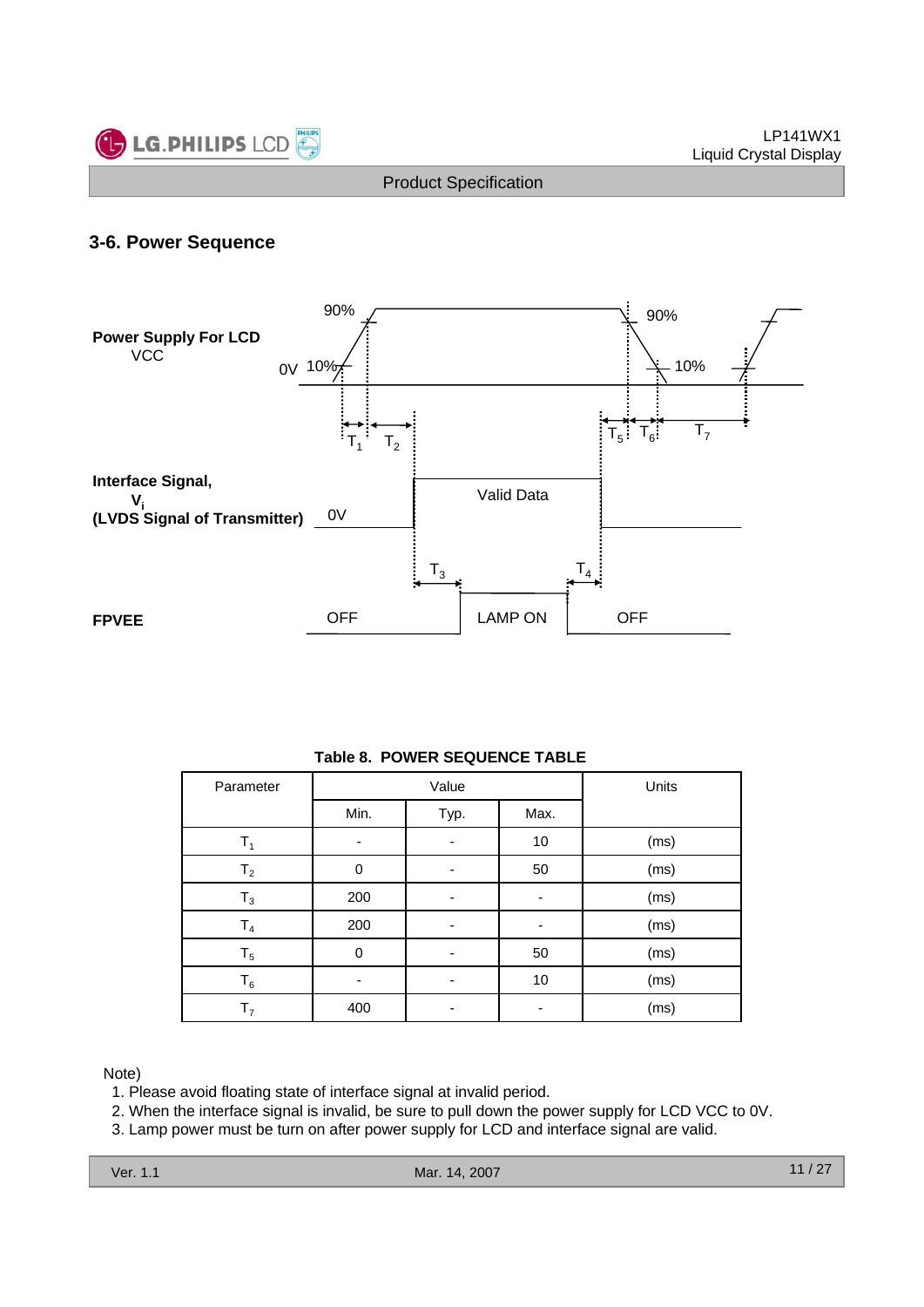## 3-6. Power Sequence

**Power Supply For LCD**
VCC

**Interface Signal,**
**$V_i$**
**(LVDS Signal of Transmitter)**

**FPVEE**

**Table 8. POWER SEQUENCE TABLE**

| Parameter | Value | | | Units |
|---|---|---|---|---|
| | Min. | Typ. | Max. | |
| $T_1$ | - | - | 10 | (ms) |
| $T_2$ | 0 | - | 50 | (ms) |
| $T_3$ | 200 | - | - | (ms) |
| $T_4$ | 200 | - | - | (ms) |
| $T_5$ | 0 | - | 50 | (ms) |
| $T_6$ | - | - | 10 | (ms) |
| $T_7$ | 400 | - | - | (ms) |

Note)

1. Please avoid floating state of interface signal at invalid period.
2. When the interface signal is invalid, be sure to pull down the power supply for LCD VCC to 0V.
3. Lamp power must be turn on after power supply for LCD and interface signal are valid.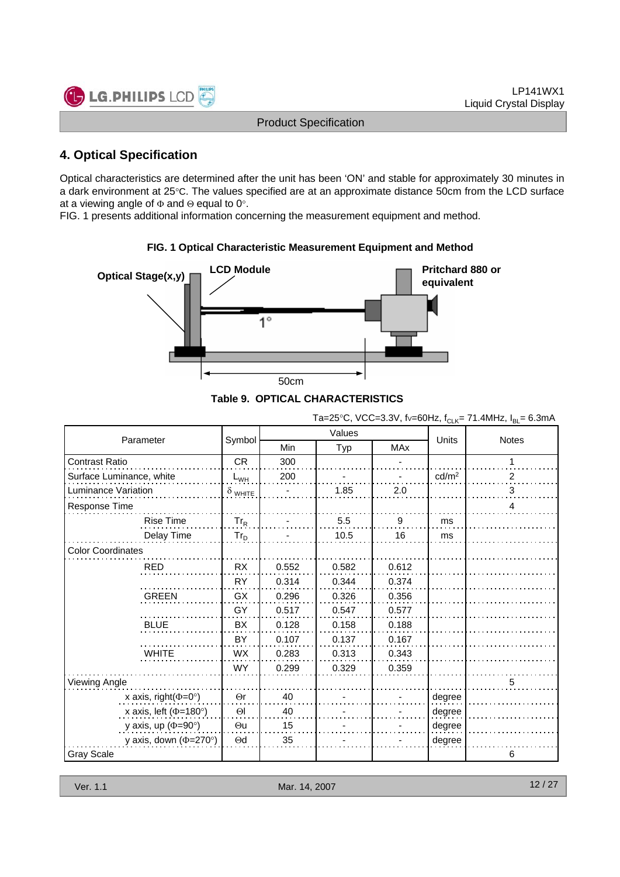## 4. Optical Specification

Optical characteristics are determined after the unit has been ‘ON’ and stable for approximately 30 minutes in a dark environment at 25°C. The values specified are at an approximate distance 50cm from the LCD surface at a viewing angle of Φ and Θ equal to 0°.

FIG. 1 presents additional information concerning the measurement equipment and method.

**FIG. 1 Optical Characteristic Measurement Equipment and Method**

Optical Stage(x,y) LCD Module Pritchard 880 or equivalent 1° 50cm

**Table 9. OPTICAL CHARACTERISTICS**

Ta=25°C, VCC=3.3V, fv=60Hz, $f_{CLK}$= 71.4MHz, $I_{BL}$= 6.3mA

| Parameter | | Symbol | Values | | | Units | Notes |
|---|---|---|---|---|---|---|---|
| | | | Min | Typ | MAx | | |
| Contrast Ratio | | CR | 300 | | - | | 1 |
| Surface Luminance, white | | $L_{WH}$ | 200 | - | - | cd/m² | 2 |
| Luminance Variation | | $\delta_{WHITE}$ | - | 1.85 | 2.0 | | 3 |
| Response Time | | | | | | | 4 |
| | Rise Time | $Tr_R$ | - | 5.5 | 9 | ms | |
| | Delay Time | $Tr_D$ | - | 10.5 | 16 | ms | |
| Color Coordinates | | | | | | | |
| | RED | RX | 0.552 | 0.582 | 0.612 | | |
| | | RY | 0.314 | 0.344 | 0.374 | | |
| | GREEN | GX | 0.296 | 0.326 | 0.356 | | |
| | | GY | 0.517 | 0.547 | 0.577 | | |
| | BLUE | BX | 0.128 | 0.158 | 0.188 | | |
| | | BY | 0.107 | 0.137 | 0.167 | | |
| | WHITE | WX | 0.283 | 0.313 | 0.343 | | |
| | | WY | 0.299 | 0.329 | 0.359 | | |
| Viewing Angle | | | | | | | 5 |
| | x axis, right(Φ=0°) | Θr | 40 | - | - | degree | |
| | x axis, left (Φ=180°) | Θl | 40 | - | - | degree | |
| | y axis, up (Φ=90°) | Θu | 15 | - | - | degree | |
| | y axis, down (Φ=270°) | Θd | 35 | - | - | degree | |
| Gray Scale | | | | | | | 6 |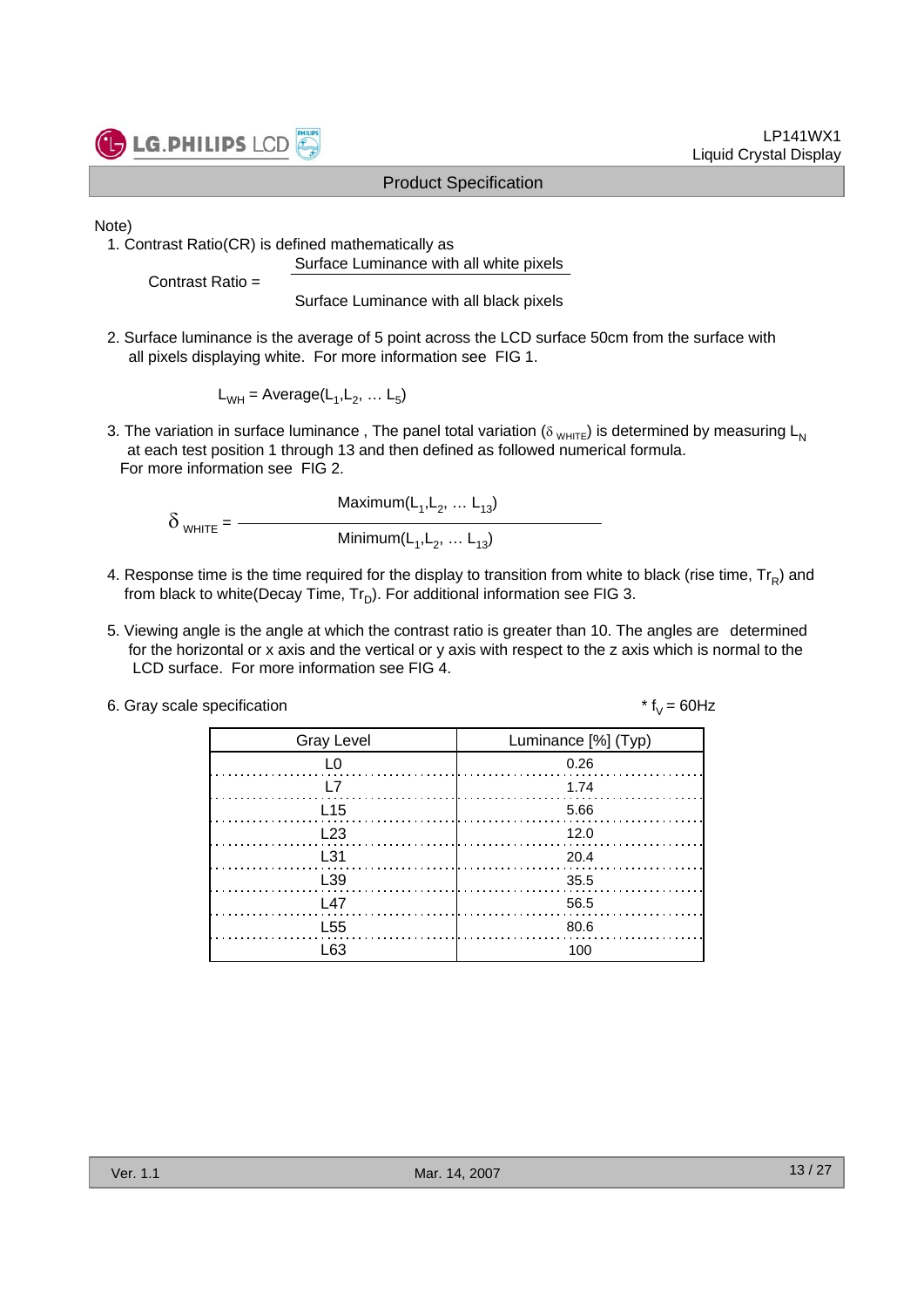Note)

1. Contrast Ratio(CR) is defined mathematically as

$$\text{Contrast Ratio} = \frac{\text{Surface Luminance with all white pixels}}{\text{Surface Luminance with all black pixels}}$$

2. Surface luminance is the average of 5 point across the LCD surface 50cm from the surface with all pixels displaying white. For more information see FIG 1.

$$L_{WH} = \text{Average}(L_1, L_2, \ldots L_5)$$

3. The variation in surface luminance , The panel total variation ($\delta_{WHITE}$) is determined by measuring $L_N$ at each test position 1 through 13 and then defined as followed numerical formula. For more information see FIG 2.

$$\delta_{WHITE} = \frac{\text{Maximum}(L_1, L_2, \ldots L_{13})}{\text{Minimum}(L_1, L_2, \ldots L_{13})}$$

4. Response time is the time required for the display to transition from white to black (rise time, $Tr_R$) and from black to white(Decay Time, $Tr_D$). For additional information see FIG 3.

5. Viewing angle is the angle at which the contrast ratio is greater than 10. The angles are determined for the horizontal or x axis and the vertical or y axis with respect to the z axis which is normal to the LCD surface. For more information see FIG 4.

6. Gray scale specification

* $f_V$ = 60Hz

| Gray Level | Luminance [%] (Typ) |
|---|---|
| L0 | 0.26 |
| L7 | 1.74 |
| L15 | 5.66 |
| L23 | 12.0 |
| L31 | 20.4 |
| L39 | 35.5 |
| L47 | 56.5 |
| L55 | 80.6 |
| L63 | 100 |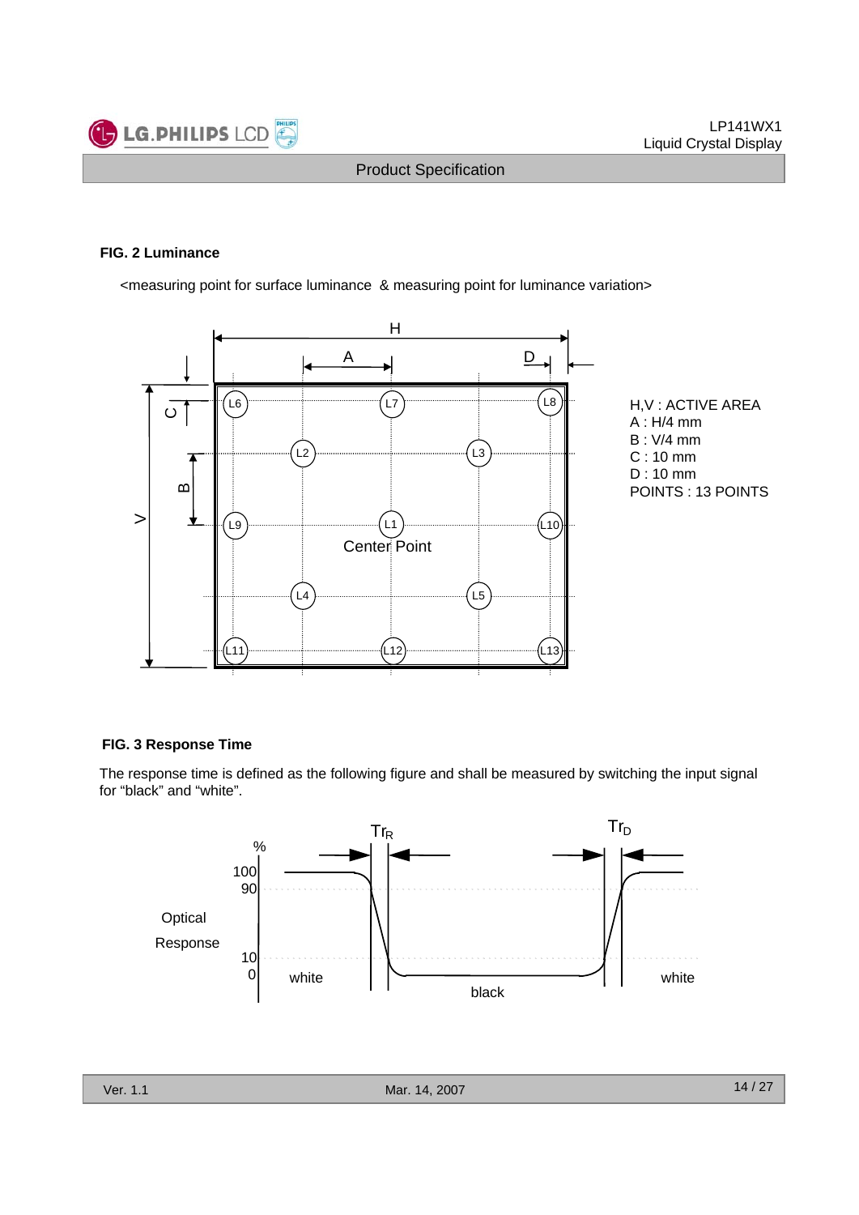### FIG. 2 Luminance

<measuring point for surface luminance & measuring point for luminance variation>

H,V : ACTIVE AREA
A : H/4 mm
B : V/4 mm
C : 10 mm
D : 10 mm
POINTS : 13 POINTS

### FIG. 3 Response Time

The response time is defined as the following figure and shall be measured by switching the input signal for "black" and "white".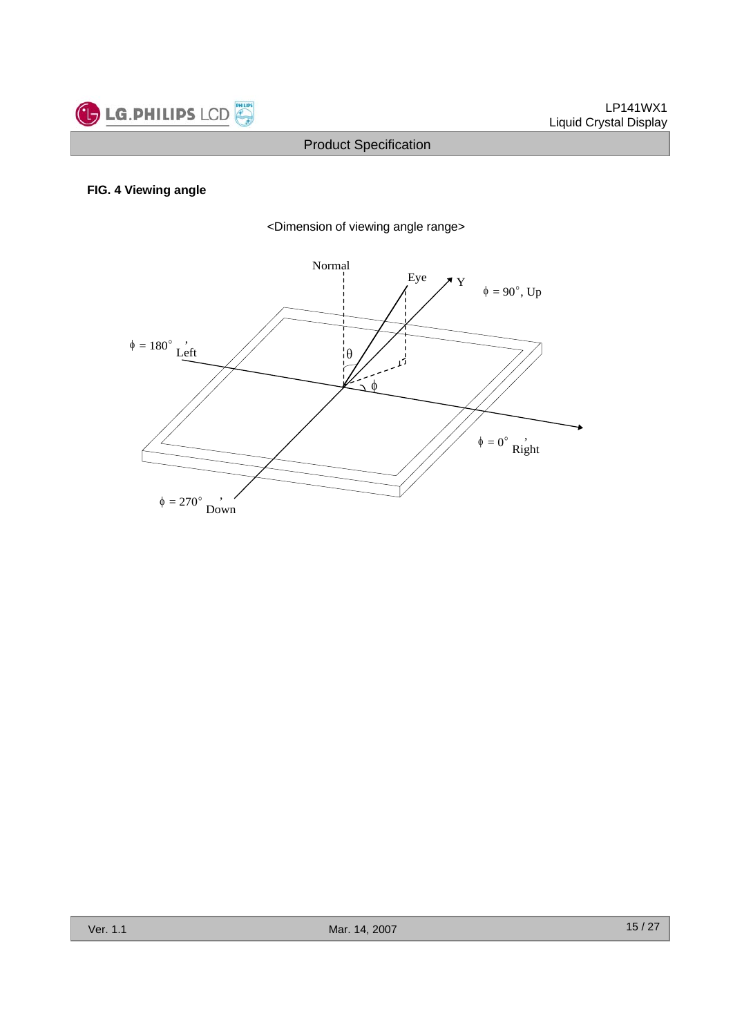**FIG. 4 Viewing angle**

<Dimension of viewing angle range>

Normal

Eye

Y

$\phi$ = 90°, Up

$\phi$ = 180°, Left

$\theta$

$\phi$

$\phi$ = 0°, Right

$\phi$ = 270°, Down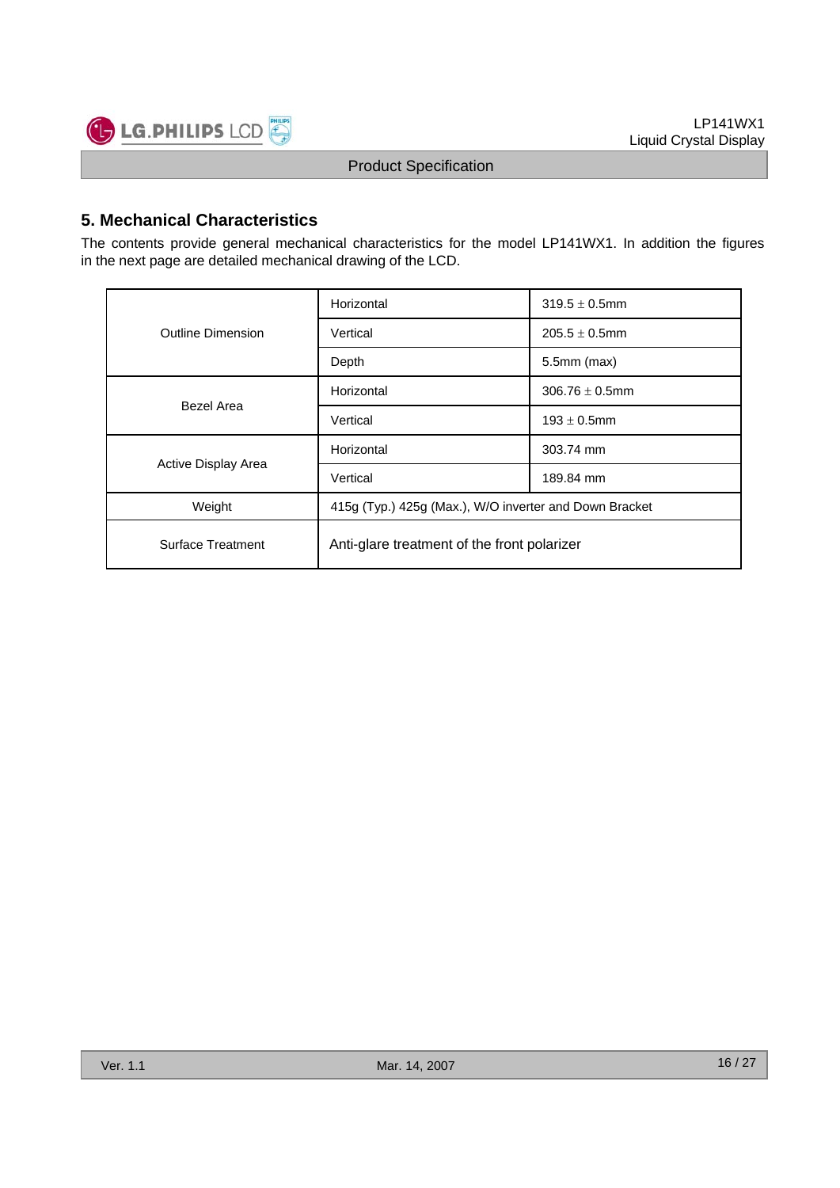## 5. Mechanical Characteristics

The contents provide general mechanical characteristics for the model LP141WX1. In addition the figures in the next page are detailed mechanical drawing of the LCD.

| | | |
|---|---|---|
| Outline Dimension | Horizontal | 319.5 $\pm$ 0.5mm |
| | Vertical | 205.5 $\pm$ 0.5mm |
| | Depth | 5.5mm (max) |
| Bezel Area | Horizontal | 306.76 $\pm$ 0.5mm |
| | Vertical | 193 $\pm$ 0.5mm |
| Active Display Area | Horizontal | 303.74 mm |
| | Vertical | 189.84 mm |
| Weight | 415g (Typ.) 425g (Max.), W/O inverter and Down Bracket | |
| Surface Treatment | Anti-glare treatment of the front polarizer | |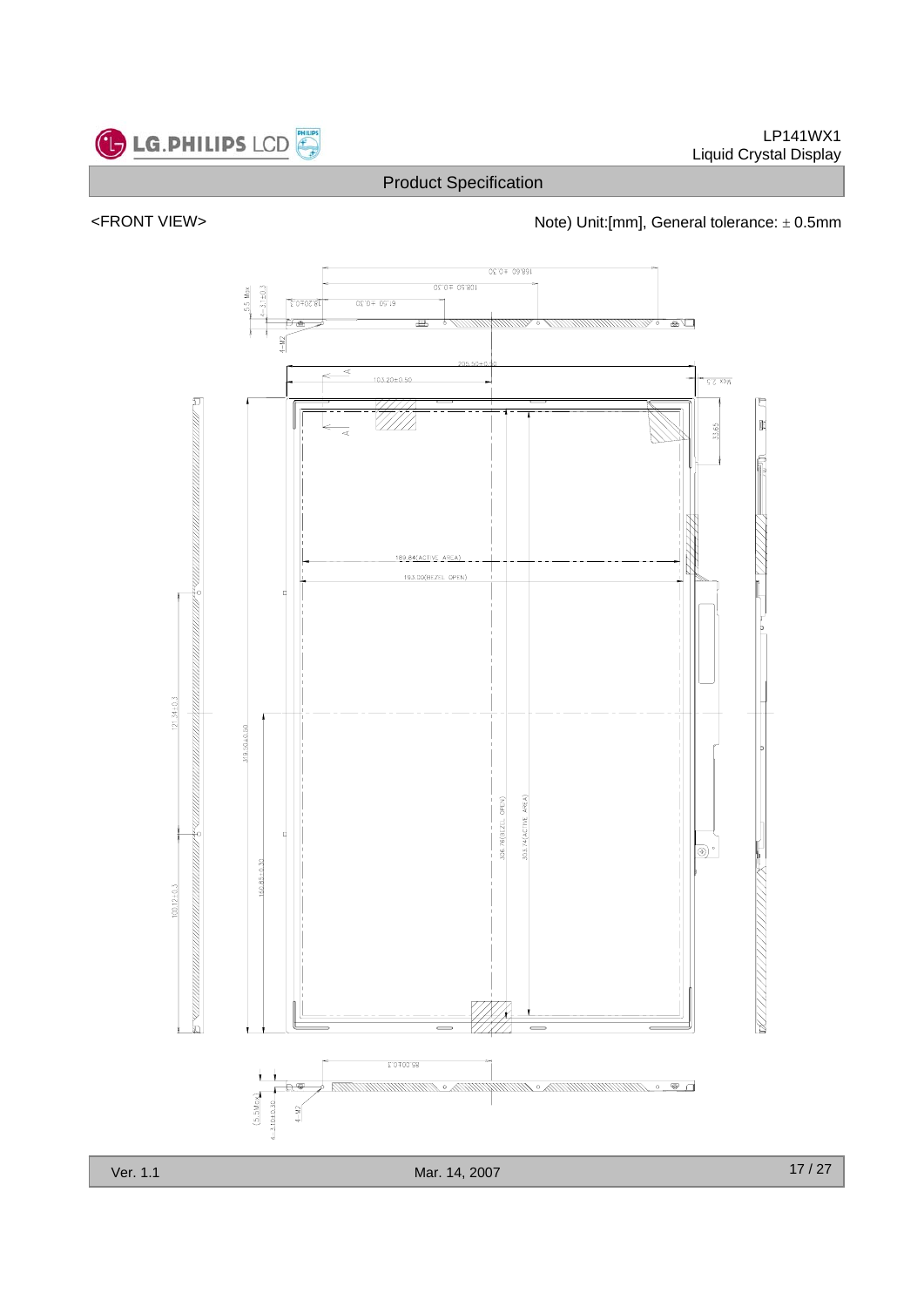Product Specification

<FRONT VIEW>

Note) Unit:[mm], General tolerance: ± 0.5mm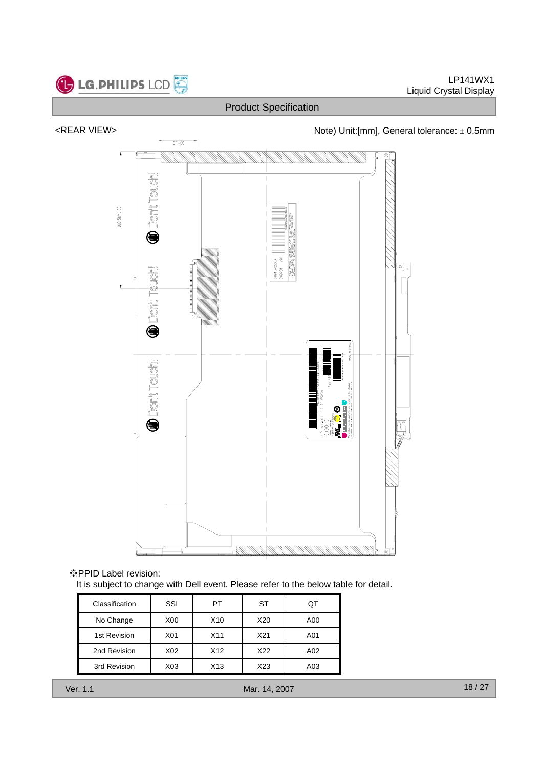<REAR VIEW>

Note) Unit:[mm], General tolerance: ± 0.5mm

※PPID Label revision:

It is subject to change with Dell event. Please refer to the below table for detail.

| Classification | SSI | PT | ST | QT |
|---|---|---|---|---|
| No Change | X00 | X10 | X20 | A00 |
| 1st Revision | X01 | X11 | X21 | A01 |
| 2nd Revision | X02 | X12 | X22 | A02 |
| 3rd Revision | X03 | X13 | X23 | A03 |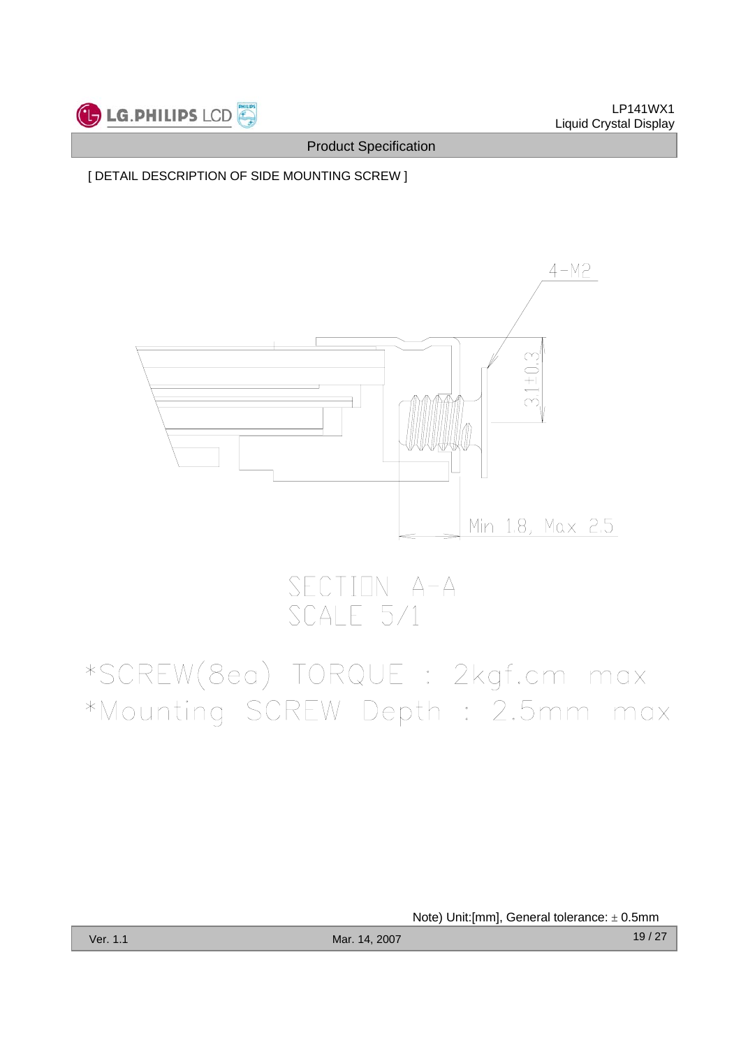[ DETAIL DESCRIPTION OF SIDE MOUNTING SCREW ]

4-M2

3.1±0.3

Min 1.8, Max 2.5

SECTION A-A
SCALE 5/1

*SCREW(8ea) TORQUE : 2kgf.cm max
*Mounting SCREW Depth : 2.5mm max

Note) Unit:[mm], General tolerance: ± 0.5mm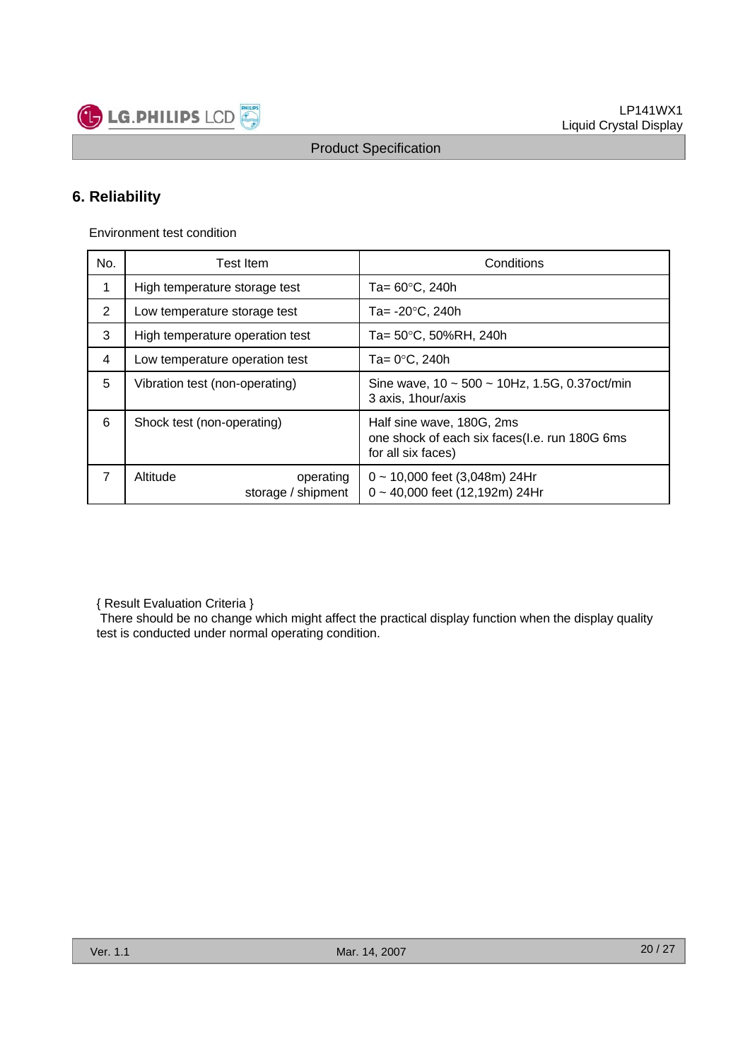## 6. Reliability

Environment test condition

| No. | Test Item | Conditions |
|---|---|---|
| 1 | High temperature storage test | Ta= 60°C, 240h |
| 2 | Low temperature storage test | Ta= -20°C, 240h |
| 3 | High temperature operation test | Ta= 50°C, 50%RH, 240h |
| 4 | Low temperature operation test | Ta= 0°C, 240h |
| 5 | Vibration test (non-operating) | Sine wave, 10 ~ 500 ~ 10Hz, 1.5G, 0.37oct/min<br>3 axis, 1hour/axis |
| 6 | Shock test (non-operating) | Half sine wave, 180G, 2ms<br>one shock of each six faces(I.e. run 180G 6ms for all six faces) |
| 7 | Altitude operating<br>storage / shipment | 0 ~ 10,000 feet (3,048m) 24Hr<br>0 ~ 40,000 feet (12,192m) 24Hr |

{ Result Evaluation Criteria }
There should be no change which might affect the practical display function when the display quality test is conducted under normal operating condition.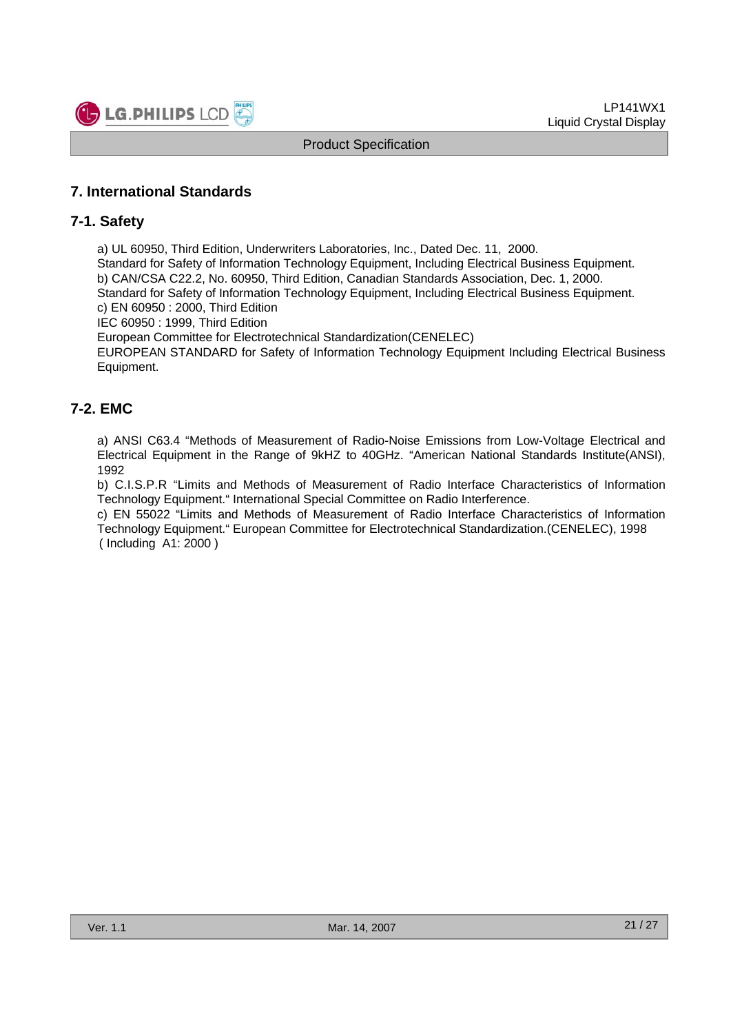## 7. International Standards

### 7-1. Safety

a) UL 60950, Third Edition, Underwriters Laboratories, Inc., Dated Dec. 11, 2000.
Standard for Safety of Information Technology Equipment, Including Electrical Business Equipment.
b) CAN/CSA C22.2, No. 60950, Third Edition, Canadian Standards Association, Dec. 1, 2000.
Standard for Safety of Information Technology Equipment, Including Electrical Business Equipment.
c) EN 60950 : 2000, Third Edition
IEC 60950 : 1999, Third Edition
European Committee for Electrotechnical Standardization(CENELEC)
EUROPEAN STANDARD for Safety of Information Technology Equipment Including Electrical Business Equipment.

### 7-2. EMC

a) ANSI C63.4 "Methods of Measurement of Radio-Noise Emissions from Low-Voltage Electrical and Electrical Equipment in the Range of 9kHZ to 40GHz. "American National Standards Institute(ANSI), 1992
b) C.I.S.P.R "Limits and Methods of Measurement of Radio Interface Characteristics of Information Technology Equipment." International Special Committee on Radio Interference.
c) EN 55022 "Limits and Methods of Measurement of Radio Interface Characteristics of Information Technology Equipment." European Committee for Electrotechnical Standardization.(CENELEC), 1998 ( Including A1: 2000 )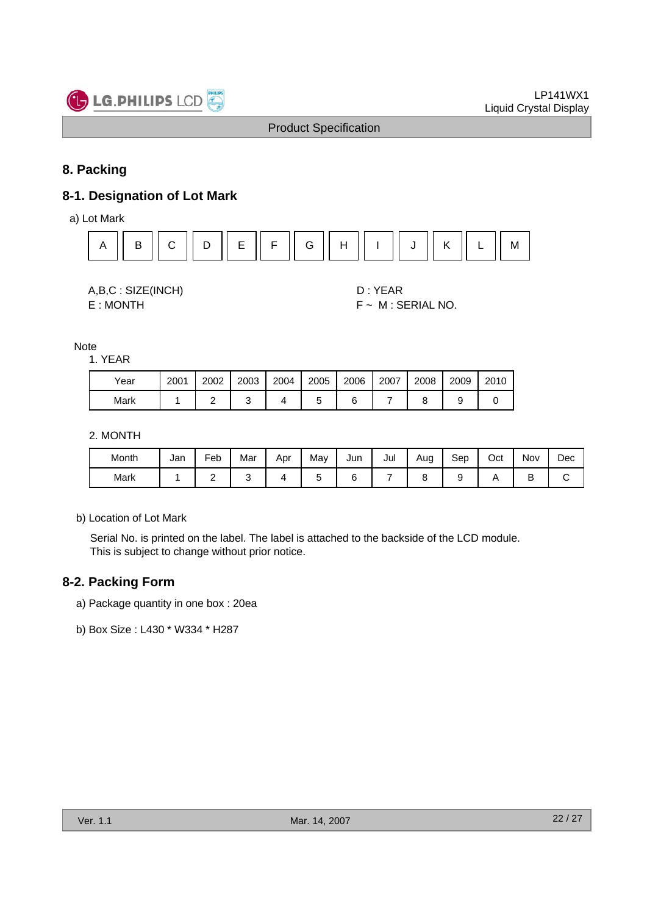## 8. Packing

### 8-1. Designation of Lot Mark

a) Lot Mark

| A | B | C | D | E | F | G | H | I | J | K | L | M |
|---|---|---|---|---|---|---|---|---|---|---|---|---|

A,B,C : SIZE(INCH)

D : YEAR

E : MONTH

F ~ M : SERIAL NO.

Note

1. YEAR

| Year | 2001 | 2002 | 2003 | 2004 | 2005 | 2006 | 2007 | 2008 | 2009 | 2010 |
|---|---|---|---|---|---|---|---|---|---|---|
| Mark | 1 | 2 | 3 | 4 | 5 | 6 | 7 | 8 | 9 | 0 |

2. MONTH

| Month | Jan | Feb | Mar | Apr | May | Jun | Jul | Aug | Sep | Oct | Nov | Dec |
|---|---|---|---|---|---|---|---|---|---|---|---|---|
| Mark | 1 | 2 | 3 | 4 | 5 | 6 | 7 | 8 | 9 | A | B | C |

b) Location of Lot Mark

Serial No. is printed on the label. The label is attached to the backside of the LCD module.
This is subject to change without prior notice.

### 8-2. Packing Form

a) Package quantity in one box : 20ea

b) Box Size : L430 * W334 * H287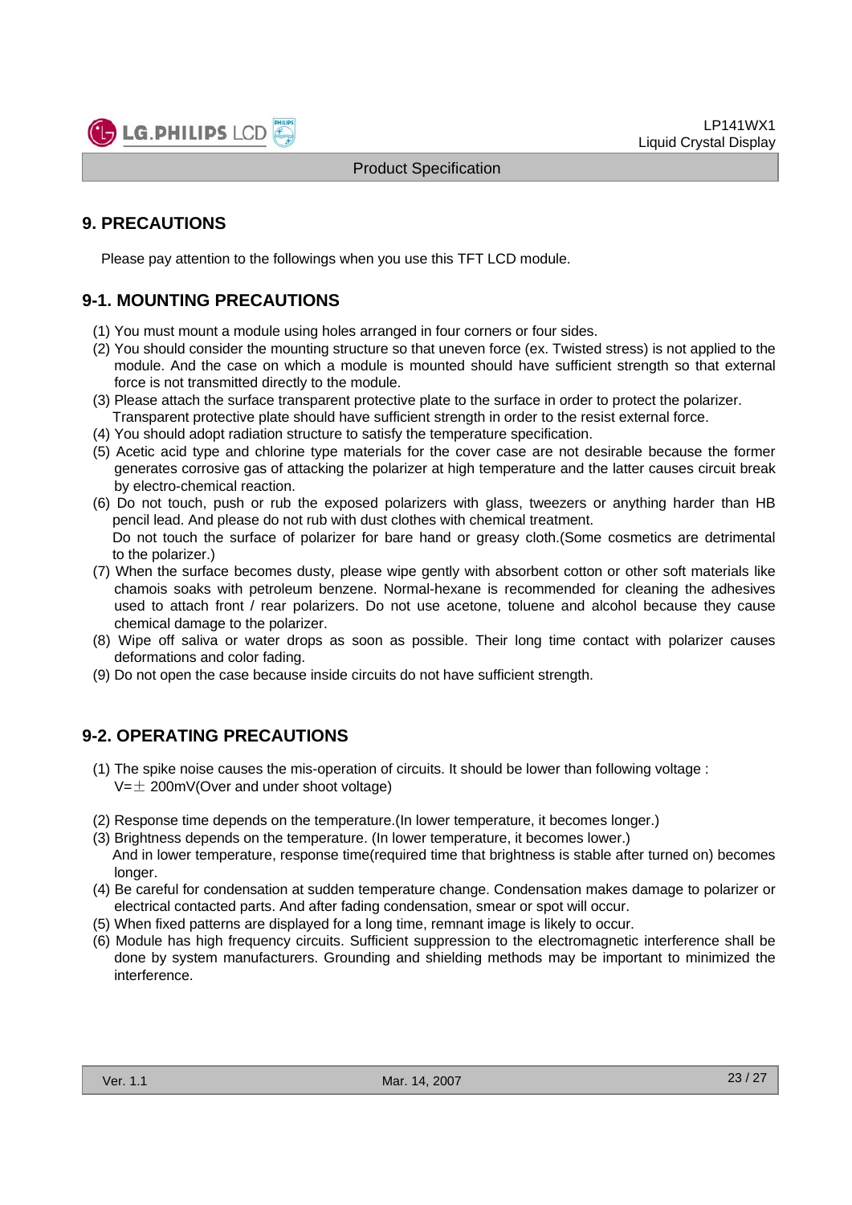## 9. PRECAUTIONS

Please pay attention to the followings when you use this TFT LCD module.

### 9-1. MOUNTING PRECAUTIONS

(1) You must mount a module using holes arranged in four corners or four sides.
(2) You should consider the mounting structure so that uneven force (ex. Twisted stress) is not applied to the module. And the case on which a module is mounted should have sufficient strength so that external force is not transmitted directly to the module.
(3) Please attach the surface transparent protective plate to the surface in order to protect the polarizer. Transparent protective plate should have sufficient strength in order to the resist external force.
(4) You should adopt radiation structure to satisfy the temperature specification.
(5) Acetic acid type and chlorine type materials for the cover case are not desirable because the former generates corrosive gas of attacking the polarizer at high temperature and the latter causes circuit break by electro-chemical reaction.
(6) Do not touch, push or rub the exposed polarizers with glass, tweezers or anything harder than HB pencil lead. And please do not rub with dust clothes with chemical treatment. Do not touch the surface of polarizer for bare hand or greasy cloth.(Some cosmetics are detrimental to the polarizer.)
(7) When the surface becomes dusty, please wipe gently with absorbent cotton or other soft materials like chamois soaks with petroleum benzene. Normal-hexane is recommended for cleaning the adhesives used to attach front / rear polarizers. Do not use acetone, toluene and alcohol because they cause chemical damage to the polarizer.
(8) Wipe off saliva or water drops as soon as possible. Their long time contact with polarizer causes deformations and color fading.
(9) Do not open the case because inside circuits do not have sufficient strength.

### 9-2. OPERATING PRECAUTIONS

(1) The spike noise causes the mis-operation of circuits. It should be lower than following voltage : $V=\pm$ 200mV(Over and under shoot voltage)

(2) Response time depends on the temperature.(In lower temperature, it becomes longer.)
(3) Brightness depends on the temperature. (In lower temperature, it becomes lower.) And in lower temperature, response time(required time that brightness is stable after turned on) becomes longer.
(4) Be careful for condensation at sudden temperature change. Condensation makes damage to polarizer or electrical contacted parts. And after fading condensation, smear or spot will occur.
(5) When fixed patterns are displayed for a long time, remnant image is likely to occur.
(6) Module has high frequency circuits. Sufficient suppression to the electromagnetic interference shall be done by system manufacturers. Grounding and shielding methods may be important to minimized the interference.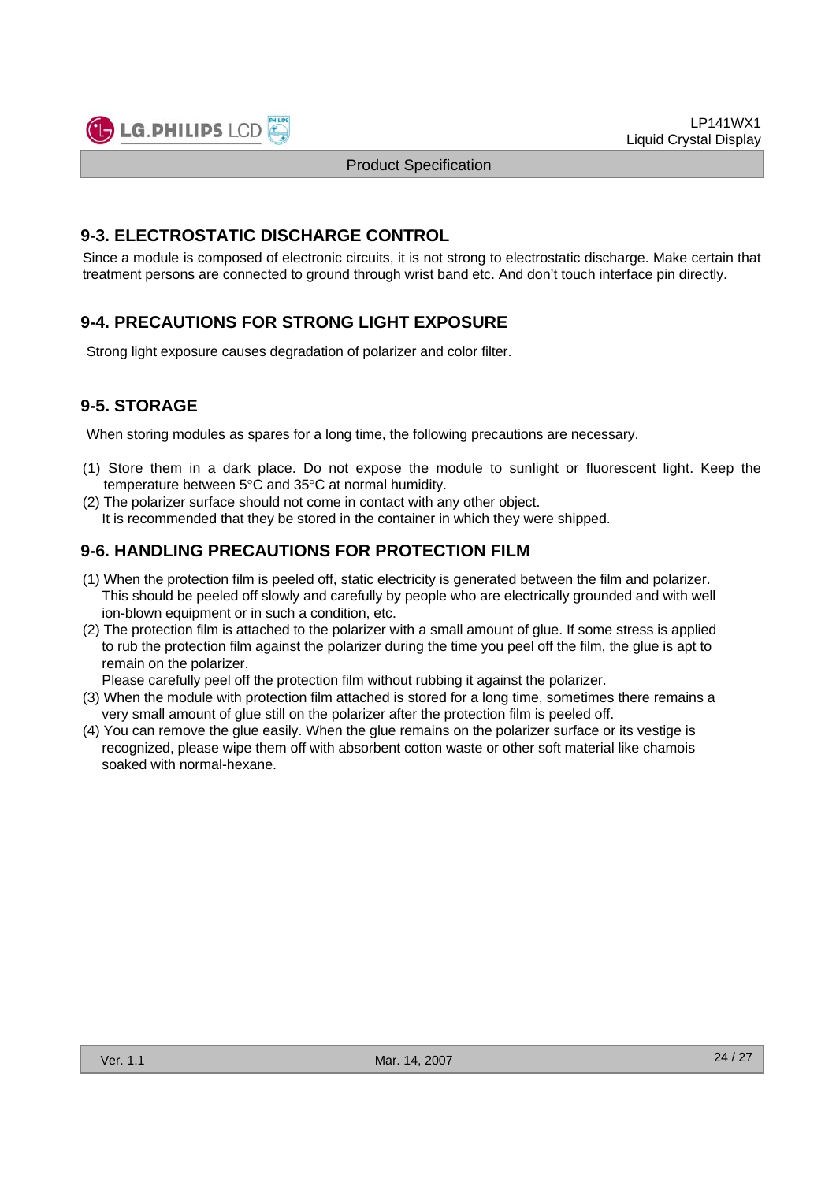## 9-3. ELECTROSTATIC DISCHARGE CONTROL

Since a module is composed of electronic circuits, it is not strong to electrostatic discharge. Make certain that treatment persons are connected to ground through wrist band etc. And don't touch interface pin directly.

## 9-4. PRECAUTIONS FOR STRONG LIGHT EXPOSURE

Strong light exposure causes degradation of polarizer and color filter.

## 9-5. STORAGE

When storing modules as spares for a long time, the following precautions are necessary.

(1) Store them in a dark place. Do not expose the module to sunlight or fluorescent light. Keep the temperature between 5°C and 35°C at normal humidity.

(2) The polarizer surface should not come in contact with any other object.
It is recommended that they be stored in the container in which they were shipped.

## 9-6. HANDLING PRECAUTIONS FOR PROTECTION FILM

(1) When the protection film is peeled off, static electricity is generated between the film and polarizer. This should be peeled off slowly and carefully by people who are electrically grounded and with well ion-blown equipment or in such a condition, etc.

(2) The protection film is attached to the polarizer with a small amount of glue. If some stress is applied to rub the protection film against the polarizer during the time you peel off the film, the glue is apt to remain on the polarizer.
Please carefully peel off the protection film without rubbing it against the polarizer.

(3) When the module with protection film attached is stored for a long time, sometimes there remains a very small amount of glue still on the polarizer after the protection film is peeled off.

(4) You can remove the glue easily. When the glue remains on the polarizer surface or its vestige is recognized, please wipe them off with absorbent cotton waste or other soft material like chamois soaked with normal-hexane.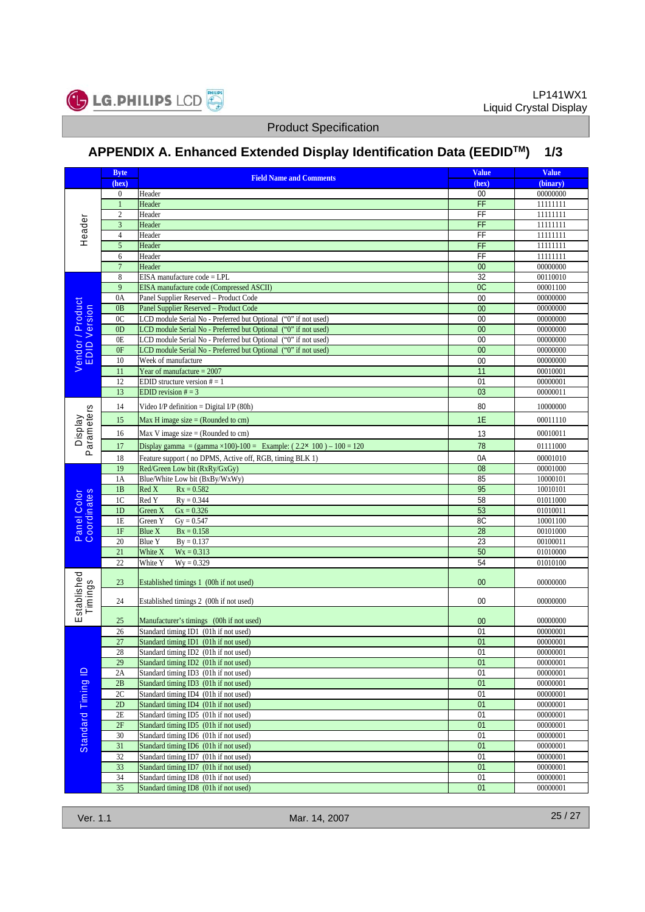## APPENDIX A. Enhanced Extended Display Identification Data (EEDID™) 1/3

| | Byte (hex) | Field Name and Comments | Value (hex) | Value (binary) |
|---|---|---|---|---|
| Header | 0 | Header | 00 | 00000000 |
| | 1 | Header | FF | 11111111 |
| | 2 | Header | FF | 11111111 |
| | 3 | Header | FF | 11111111 |
| | 4 | Header | FF | 11111111 |
| | 5 | Header | FF | 11111111 |
| | 6 | Header | FF | 11111111 |
| | 7 | Header | 00 | 00000000 |
| Vendor / Product EDID Version | 8 | EISA manufacture code = LPL | 32 | 00110010 |
| | 9 | EISA manufacture code (Compressed ASCII) | 0C | 00001100 |
| | 0A | Panel Supplier Reserved – Product Code | 00 | 00000000 |
| | 0B | Panel Supplier Reserved – Product Code | 00 | 00000000 |
| | 0C | LCD module Serial No - Preferred but Optional ("0" if not used) | 00 | 00000000 |
| | 0D | LCD module Serial No - Preferred but Optional ("0" if not used) | 00 | 00000000 |
| | 0E | LCD module Serial No - Preferred but Optional ("0" if not used) | 00 | 00000000 |
| | 0F | LCD module Serial No - Preferred but Optional ("0" if not used) | 00 | 00000000 |
| | 10 | Week of manufacture | 00 | 00000000 |
| | 11 | Year of manufacture = 2007 | 11 | 00010001 |
| | 12 | EDID structure version # = 1 | 01 | 00000001 |
| | 13 | EDID revision # = 3 | 03 | 00000011 |
| Display Parameters | 14 | Video I/P definition = Digital I/P (80h) | 80 | 10000000 |
| | 15 | Max H image size = (Rounded to cm) | 1E | 00011110 |
| | 16 | Max V image size = (Rounded to cm) | 13 | 00010011 |
| | 17 | Display gamma = (gamma ×100)-100 = Example: ( 2.2× 100 ) – 100 = 120 | 78 | 01111000 |
| | 18 | Feature support ( no DPMS, Active off, RGB, timing BLK 1) | 0A | 00001010 |
| Panel Color Coordinates | 19 | Red/Green Low bit (RxRy/GxGy) | 08 | 00001000 |
| | 1A | Blue/White Low bit (BxBy/WxWy) | 85 | 10000101 |
| | 1B | Red X Rx = 0.582 | 95 | 10010101 |
| | 1C | Red Y Ry = 0.344 | 58 | 01011000 |
| | 1D | Green X Gx = 0.326 | 53 | 01010011 |
| | 1E | Green Y Gy = 0.547 | 8C | 10001100 |
| | 1F | Blue X Bx = 0.158 | 28 | 00101000 |
| | 20 | Blue Y By = 0.137 | 23 | 00100011 |
| | 21 | White X Wx = 0.313 | 50 | 01010000 |
| | 22 | White Y Wy = 0.329 | 54 | 01010100 |
| Established Timings | 23 | Established timings 1 (00h if not used) | 00 | 00000000 |
| | 24 | Established timings 2 (00h if not used) | 00 | 00000000 |
| | 25 | Manufacturer's timings (00h if not used) | 00 | 00000000 |
| Standard Timing ID | 26 | Standard timing ID1 (01h if not used) | 01 | 00000001 |
| | 27 | Standard timing ID1 (01h if not used) | 01 | 00000001 |
| | 28 | Standard timing ID2 (01h if not used) | 01 | 00000001 |
| | 29 | Standard timing ID2 (01h if not used) | 01 | 00000001 |
| | 2A | Standard timing ID3 (01h if not used) | 01 | 00000001 |
| | 2B | Standard timing ID3 (01h if not used) | 01 | 00000001 |
| | 2C | Standard timing ID4 (01h if not used) | 01 | 00000001 |
| | 2D | Standard timing ID4 (01h if not used) | 01 | 00000001 |
| | 2E | Standard timing ID5 (01h if not used) | 01 | 00000001 |
| | 2F | Standard timing ID5 (01h if not used) | 01 | 00000001 |
| | 30 | Standard timing ID6 (01h if not used) | 01 | 00000001 |
| | 31 | Standard timing ID6 (01h if not used) | 01 | 00000001 |
| | 32 | Standard timing ID7 (01h if not used) | 01 | 00000001 |
| | 33 | Standard timing ID7 (01h if not used) | 01 | 00000001 |
| | 34 | Standard timing ID8 (01h if not used) | 01 | 00000001 |
| | 35 | Standard timing ID8 (01h if not used) | 01 | 00000001 |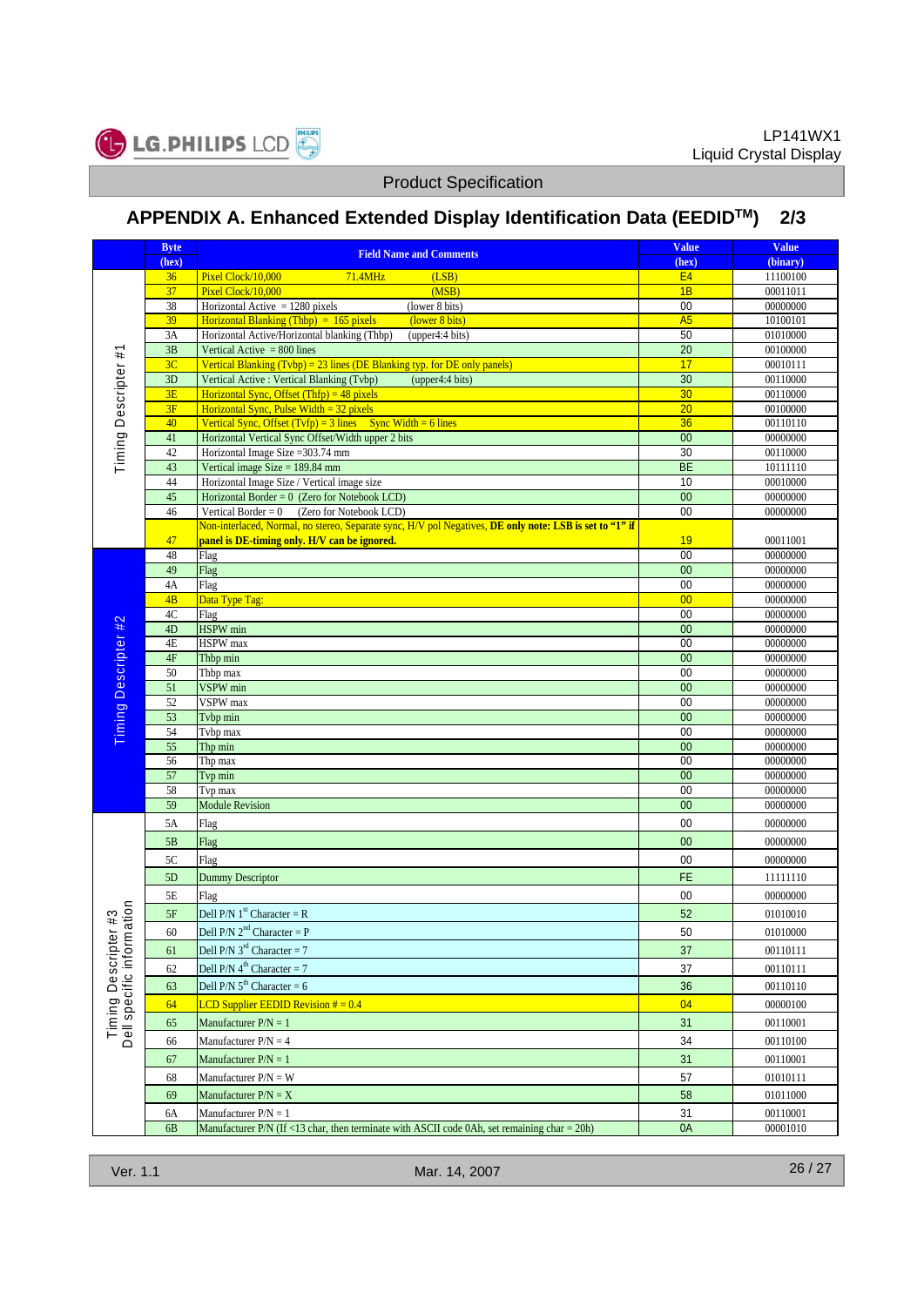## APPENDIX A. Enhanced Extended Display Identification Data (EEDIDTM) 2/3

| | Byte (hex) | Field Name and Comments | Value (hex) | Value (binary) |
|---|---|---|---|---|
| Timing Descripter #1 | 36 | Pixel Clock/10,000 71.4MHz (LSB) | E4 | 11100100 |
| | 37 | Pixel Clock/10,000 (MSB) | 1B | 00011011 |
| | 38 | Horizontal Active = 1280 pixels (lower 8 bits) | 00 | 00000000 |
| | 39 | Horizontal Blanking (Thbp) = 165 pixels (lower 8 bits) | A5 | 10100101 |
| | 3A | Horizontal Active/Horizontal blanking (Thbp) (upper4:4 bits) | 50 | 01010000 |
| | 3B | Vertical Active = 800 lines | 20 | 00100000 |
| | 3C | Vertical Blanking (Tvbp) = 23 lines (DE Blanking typ. for DE only panels) | 17 | 00010111 |
| | 3D | Vertical Active : Vertical Blanking (Tvbp) (upper4:4 bits) | 30 | 00110000 |
| | 3E | Horizontal Sync, Offset (Thfp) = 48 pixels | 30 | 00110000 |
| | 3F | Horizontal Sync, Pulse Width = 32 pixels | 20 | 00100000 |
| | 40 | Vertical Sync, Offset (Tvfp) = 3 lines Sync Width = 6 lines | 36 | 00110110 |
| | 41 | Horizontal Vertical Sync Offset/Width upper 2 bits | 00 | 00000000 |
| | 42 | Horizontal Image Size =303.74 mm | 30 | 00110000 |
| | 43 | Vertical image Size = 189.84 mm | BE | 10111110 |
| | 44 | Horizontal Image Size / Vertical image size | 10 | 00010000 |
| | 45 | Horizontal Border = 0 (Zero for Notebook LCD) | 00 | 00000000 |
| | 46 | Vertical Border = 0 (Zero for Notebook LCD) | 00 | 00000000 |
| | 47 | Non-interlaced, Normal, no stereo, Separate sync, H/V pol Negatives, **DE only note: LSB is set to "1" if panel is DE-timing only. H/V can be ignored.** | 19 | 00011001 |
| Timing Descripter #2 | 48 | Flag | 00 | 00000000 |
| | 49 | Flag | 00 | 00000000 |
| | 4A | Flag | 00 | 00000000 |
| | 4B | Data Type Tag: | 00 | 00000000 |
| | 4C | Flag | 00 | 00000000 |
| | 4D | HSPW min | 00 | 00000000 |
| | 4E | HSPW max | 00 | 00000000 |
| | 4F | Thbp min | 00 | 00000000 |
| | 50 | Thbp max | 00 | 00000000 |
| | 51 | VSPW min | 00 | 00000000 |
| | 52 | VSPW max | 00 | 00000000 |
| | 53 | Tvbp min | 00 | 00000000 |
| | 54 | Tvbp max | 00 | 00000000 |
| | 55 | Thp min | 00 | 00000000 |
| | 56 | Thp max | 00 | 00000000 |
| | 57 | Tvp min | 00 | 00000000 |
| | 58 | Tvp max | 00 | 00000000 |
| | 59 | Module Revision | 00 | 00000000 |
| Timing Descripter #3 Dell specific information | 5A | Flag | 00 | 00000000 |
| | 5B | Flag | 00 | 00000000 |
| | 5C | Flag | 00 | 00000000 |
| | 5D | Dummy Descriptor | FE | 11111110 |
| | 5E | Flag | 00 | 00000000 |
| | 5F | Dell P/N 1st Character = R | 52 | 01010010 |
| | 60 | Dell P/N 2nd Character = P | 50 | 01010000 |
| | 61 | Dell P/N 3rd Character = 7 | 37 | 00110111 |
| | 62 | Dell P/N 4th Character = 7 | 37 | 00110111 |
| | 63 | Dell P/N 5th Character = 6 | 36 | 00110110 |
| | 64 | LCD Supplier EEDID Revision # = 0.4 | 04 | 00000100 |
| | 65 | Manufacturer P/N = 1 | 31 | 00110001 |
| | 66 | Manufacturer P/N = 4 | 34 | 00110100 |
| | 67 | Manufacturer P/N = 1 | 31 | 00110001 |
| | 68 | Manufacturer P/N = W | 57 | 01010111 |
| | 69 | Manufacturer P/N = X | 58 | 01011000 |
| | 6A | Manufacturer P/N = 1 | 31 | 00110001 |
| | 6B | Manufacturer P/N (If <13 char, then terminate with ASCII code 0Ah, set remaining char = 20h) | 0A | 00001010 |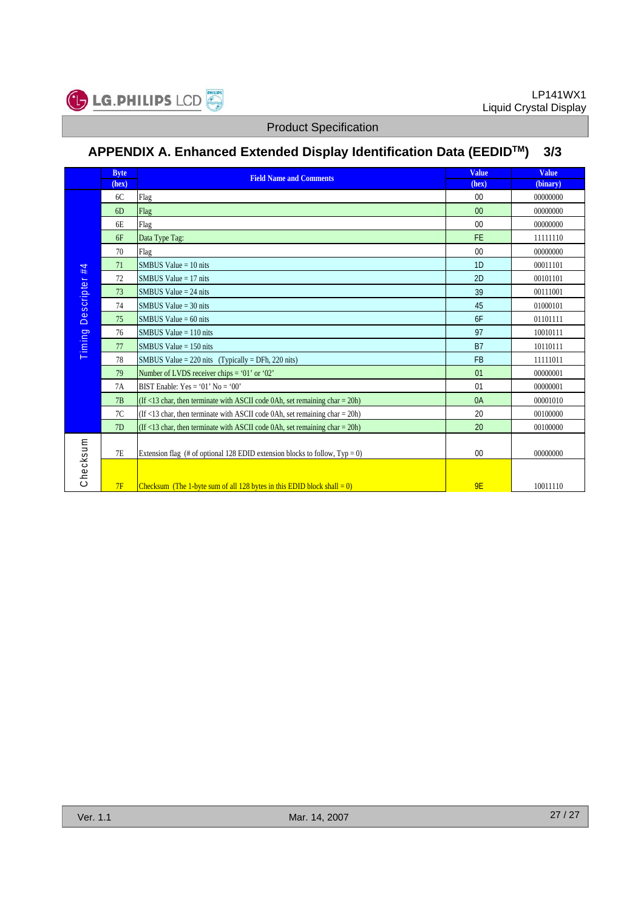## APPENDIX A. Enhanced Extended Display Identification Data (EEDID™) 3/3

| | Byte (hex) | Field Name and Comments | Value (hex) | Value (binary) |
|---|---|---|---|---|
| Timing Descripter #4 | 6C | Flag | 00 | 00000000 |
| | 6D | Flag | 00 | 00000000 |
| | 6E | Flag | 00 | 00000000 |
| | 6F | Data Type Tag: | FE | 11111110 |
| | 70 | Flag | 00 | 00000000 |
| | 71 | SMBUS Value = 10 nits | 1D | 00011101 |
| | 72 | SMBUS Value = 17 nits | 2D | 00101101 |
| | 73 | SMBUS Value = 24 nits | 39 | 00111001 |
| | 74 | SMBUS Value = 30 nits | 45 | 01000101 |
| | 75 | SMBUS Value = 60 nits | 6F | 01101111 |
| | 76 | SMBUS Value = 110 nits | 97 | 10010111 |
| | 77 | SMBUS Value = 150 nits | B7 | 10110111 |
| | 78 | SMBUS Value = 220 nits (Typically = DFh, 220 nits) | FB | 11111011 |
| | 79 | Number of LVDS receiver chips = '01' or '02' | 01 | 00000001 |
| | 7A | BIST Enable: Yes = '01' No = '00' | 01 | 00000001 |
| | 7B | (If <13 char, then terminate with ASCII code 0Ah, set remaining char = 20h) | 0A | 00001010 |
| | 7C | (If <13 char, then terminate with ASCII code 0Ah, set remaining char = 20h) | 20 | 00100000 |
| | 7D | (If <13 char, then terminate with ASCII code 0Ah, set remaining char = 20h) | 20 | 00100000 |
| Checksum | 7E | Extension flag (# of optional 128 EDID extension blocks to follow, Typ = 0) | 00 | 00000000 |
| | 7F | Checksum (The 1-byte sum of all 128 bytes in this EDID block shall = 0) | 9E | 10011110 |